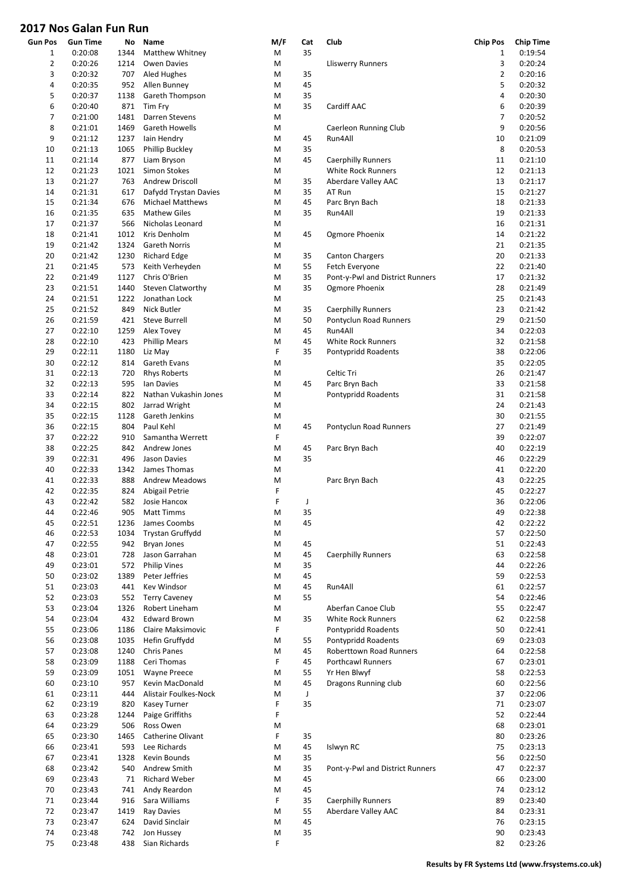# 2017 Nos Galan Fun Run

| Gun Pos | Gun Time | No | Name | M/F | Cat | Club | Chip Pos | Chip Time |
|---|---|---|---|---|---|---|---|---|
| 1 | 0:20:08 | 1344 | Matthew Whitney | M | 35 | | 1 | 0:19:54 |
| 2 | 0:20:26 | 1214 | Owen Davies | M | | Lliswerry Runners | 3 | 0:20:24 |
| 3 | 0:20:32 | 707 | Aled Hughes | M | 35 | | 2 | 0:20:16 |
| 4 | 0:20:35 | 952 | Allen Bunney | M | 45 | | 5 | 0:20:32 |
| 5 | 0:20:37 | 1138 | Gareth Thompson | M | 35 | | 4 | 0:20:30 |
| 6 | 0:20:40 | 871 | Tim Fry | M | 35 | Cardiff AAC | 6 | 0:20:39 |
| 7 | 0:21:00 | 1481 | Darren Stevens | M | | | 7 | 0:20:52 |
| 8 | 0:21:01 | 1469 | Gareth Howells | M | | Caerleon Running Club | 9 | 0:20:56 |
| 9 | 0:21:12 | 1237 | Iain Hendry | M | 45 | Run4All | 10 | 0:21:09 |
| 10 | 0:21:13 | 1065 | Phillip Buckley | M | 35 | | 8 | 0:20:53 |
| 11 | 0:21:14 | 877 | Liam Bryson | M | 45 | Caerphilly Runners | 11 | 0:21:10 |
| 12 | 0:21:23 | 1021 | Simon Stokes | M | | White Rock Runners | 12 | 0:21:13 |
| 13 | 0:21:27 | 763 | Andrew Driscoll | M | 35 | Aberdare Valley AAC | 13 | 0:21:17 |
| 14 | 0:21:31 | 617 | Dafydd Trystan Davies | M | 35 | AT Run | 15 | 0:21:27 |
| 15 | 0:21:34 | 676 | Michael Matthews | M | 45 | Parc Bryn Bach | 18 | 0:21:33 |
| 16 | 0:21:35 | 635 | Mathew Giles | M | 35 | Run4All | 19 | 0:21:33 |
| 17 | 0:21:37 | 566 | Nicholas Leonard | M | | | 16 | 0:21:31 |
| 18 | 0:21:41 | 1012 | Kris Denholm | M | 45 | Ogmore Phoenix | 14 | 0:21:22 |
| 19 | 0:21:42 | 1324 | Gareth Norris | M | | | 21 | 0:21:35 |
| 20 | 0:21:42 | 1230 | Richard Edge | M | 35 | Canton Chargers | 20 | 0:21:33 |
| 21 | 0:21:45 | 573 | Keith Verheyden | M | 55 | Fetch Everyone | 22 | 0:21:40 |
| 22 | 0:21:49 | 1127 | Chris O'Brien | M | 35 | Pont-y-Pwl and District Runners | 17 | 0:21:32 |
| 23 | 0:21:51 | 1440 | Steven Clatworthy | M | 35 | Ogmore Phoenix | 28 | 0:21:49 |
| 24 | 0:21:51 | 1222 | Jonathan Lock | M | | | 25 | 0:21:43 |
| 25 | 0:21:52 | 849 | Nick Butler | M | 35 | Caerphilly Runners | 23 | 0:21:42 |
| 26 | 0:21:59 | 421 | Steve Burrell | M | 50 | Pontyclun Road Runners | 29 | 0:21:50 |
| 27 | 0:22:10 | 1259 | Alex Tovey | M | 45 | Run4All | 34 | 0:22:03 |
| 28 | 0:22:10 | 423 | Phillip Mears | M | 45 | White Rock Runners | 32 | 0:21:58 |
| 29 | 0:22:11 | 1180 | Liz May | F | 35 | Pontypridd Roadents | 38 | 0:22:06 |
| 30 | 0:22:12 | 814 | Gareth Evans | M | | | 35 | 0:22:05 |
| 31 | 0:22:13 | 720 | Rhys Roberts | M | | Celtic Tri | 26 | 0:21:47 |
| 32 | 0:22:13 | 595 | Ian Davies | M | 45 | Parc Bryn Bach | 33 | 0:21:58 |
| 33 | 0:22:14 | 822 | Nathan Vukashin Jones | M | | Pontypridd Roadents | 31 | 0:21:58 |
| 34 | 0:22:15 | 802 | Jarrad Wright | M | | | 24 | 0:21:43 |
| 35 | 0:22:15 | 1128 | Gareth Jenkins | M | | | 30 | 0:21:55 |
| 36 | 0:22:15 | 804 | Paul Kehl | M | 45 | Pontyclun Road Runners | 27 | 0:21:49 |
| 37 | 0:22:22 | 910 | Samantha Werrett | F | | | 39 | 0:22:07 |
| 38 | 0:22:25 | 842 | Andrew Jones | M | 45 | Parc Bryn Bach | 40 | 0:22:19 |
| 39 | 0:22:31 | 496 | Jason Davies | M | 35 | | 46 | 0:22:29 |
| 40 | 0:22:33 | 1342 | James Thomas | M | | | 41 | 0:22:20 |
| 41 | 0:22:33 | 888 | Andrew Meadows | M | | Parc Bryn Bach | 43 | 0:22:25 |
| 42 | 0:22:35 | 824 | Abigail Petrie | F | | | 45 | 0:22:27 |
| 43 | 0:22:42 | 582 | Josie Hancox | F | J | | 36 | 0:22:06 |
| 44 | 0:22:46 | 905 | Matt Timms | M | 35 | | 49 | 0:22:38 |
| 45 | 0:22:51 | 1236 | James Coombs | M | 45 | | 42 | 0:22:22 |
| 46 | 0:22:53 | 1034 | Trystan Gruffydd | M | | | 57 | 0:22:50 |
| 47 | 0:22:55 | 942 | Bryan Jones | M | 45 | | 51 | 0:22:43 |
| 48 | 0:23:01 | 728 | Jason Garrahan | M | 45 | Caerphilly Runners | 63 | 0:22:58 |
| 49 | 0:23:01 | 572 | Philip Vines | M | 35 | | 44 | 0:22:26 |
| 50 | 0:23:02 | 1389 | Peter Jeffries | M | 45 | | 59 | 0:22:53 |
| 51 | 0:23:03 | 441 | Kev Windsor | M | 45 | Run4All | 61 | 0:22:57 |
| 52 | 0:23:03 | 552 | Terry Caveney | M | 55 | | 54 | 0:22:46 |
| 53 | 0:23:04 | 1326 | Robert Lineham | M | | Aberfan Canoe Club | 55 | 0:22:47 |
| 54 | 0:23:04 | 432 | Edward Brown | M | 35 | White Rock Runners | 62 | 0:22:58 |
| 55 | 0:23:06 | 1186 | Claire Maksimovic | F | | Pontypridd Roadents | 50 | 0:22:41 |
| 56 | 0:23:08 | 1035 | Hefin Gruffydd | M | 55 | Pontypridd Roadents | 69 | 0:23:03 |
| 57 | 0:23:08 | 1240 | Chris Panes | M | 45 | Roberttown Road Runners | 64 | 0:22:58 |
| 58 | 0:23:09 | 1188 | Ceri Thomas | F | 45 | Porthcawl Runners | 67 | 0:23:01 |
| 59 | 0:23:09 | 1051 | Wayne Preece | M | 55 | Yr Hen Blwyf | 58 | 0:22:53 |
| 60 | 0:23:10 | 957 | Kevin MacDonald | M | 45 | Dragons Running club | 60 | 0:22:56 |
| 61 | 0:23:11 | 444 | Alistair Foulkes-Nock | M | J | | 37 | 0:22:06 |
| 62 | 0:23:19 | 820 | Kasey Turner | F | 35 | | 71 | 0:23:07 |
| 63 | 0:23:28 | 1244 | Paige Griffiths | F | | | 52 | 0:22:44 |
| 64 | 0:23:29 | 506 | Ross Owen | M | | | 68 | 0:23:01 |
| 65 | 0:23:30 | 1465 | Catherine Olivant | F | 35 | | 80 | 0:23:26 |
| 66 | 0:23:41 | 593 | Lee Richards | M | 45 | Islwyn RC | 75 | 0:23:13 |
| 67 | 0:23:41 | 1328 | Kevin Bounds | M | 35 | | 56 | 0:22:50 |
| 68 | 0:23:42 | 540 | Andrew Smith | M | 35 | Pont-y-Pwl and District Runners | 47 | 0:22:37 |
| 69 | 0:23:43 | 71 | Richard Weber | M | 45 | | 66 | 0:23:00 |
| 70 | 0:23:43 | 741 | Andy Reardon | M | 45 | | 74 | 0:23:12 |
| 71 | 0:23:44 | 916 | Sara Williams | F | 35 | Caerphilly Runners | 89 | 0:23:40 |
| 72 | 0:23:47 | 1419 | Ray Davies | M | 55 | Aberdare Valley AAC | 84 | 0:23:31 |
| 73 | 0:23:47 | 624 | David Sinclair | M | 45 | | 76 | 0:23:15 |
| 74 | 0:23:48 | 742 | Jon Hussey | M | 35 | | 90 | 0:23:43 |
| 75 | 0:23:48 | 438 | Sian Richards | F | | | 82 | 0:23:26 |

**Results by FR Systems Ltd (www.frsystems.co.uk)**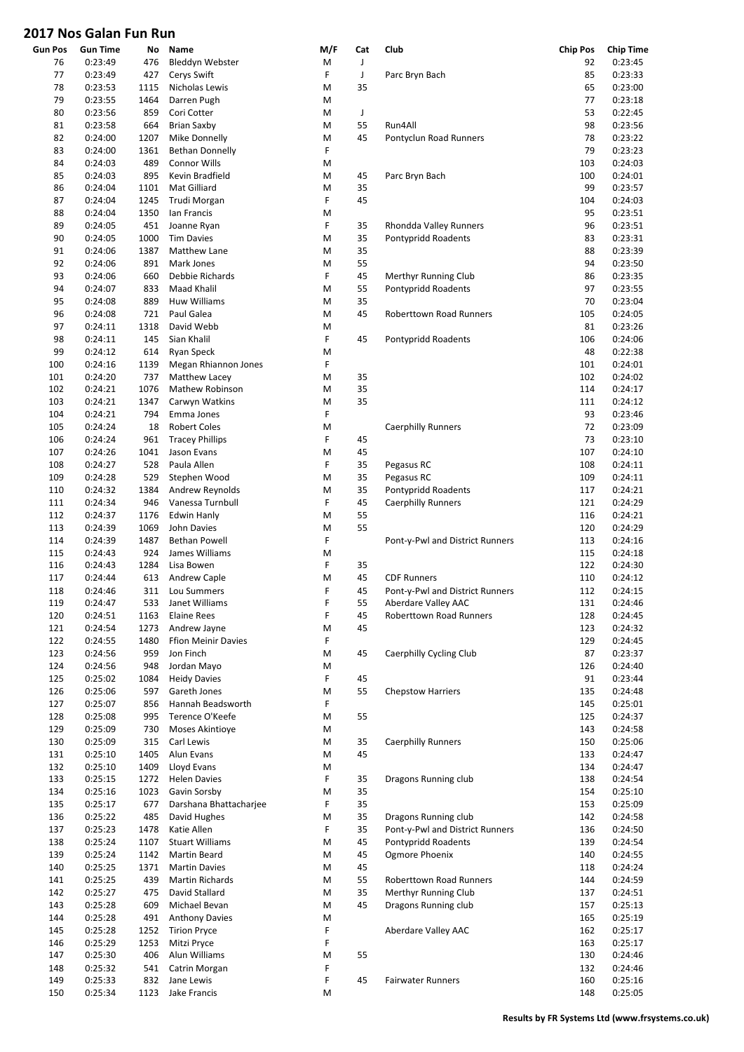# 2017 Nos Galan Fun Run

| Gun Pos | Gun Time | No | Name | M/F | Cat | Club | Chip Pos | Chip Time |
|---|---|---|---|---|---|---|---|---|
| 76 | 0:23:49 | 476 | Bleddyn Webster | M | J | | 92 | 0:23:45 |
| 77 | 0:23:49 | 427 | Cerys Swift | F | J | Parc Bryn Bach | 85 | 0:23:33 |
| 78 | 0:23:53 | 1115 | Nicholas Lewis | M | 35 | | 65 | 0:23:00 |
| 79 | 0:23:55 | 1464 | Darren Pugh | M | | | 77 | 0:23:18 |
| 80 | 0:23:56 | 859 | Cori Cotter | M | J | | 53 | 0:22:45 |
| 81 | 0:23:58 | 664 | Brian Saxby | M | 55 | Run4All | 98 | 0:23:56 |
| 82 | 0:24:00 | 1207 | Mike Donnelly | M | 45 | Pontyclun Road Runners | 78 | 0:23:22 |
| 83 | 0:24:00 | 1361 | Bethan Donnelly | F | | | 79 | 0:23:23 |
| 84 | 0:24:03 | 489 | Connor Wills | M | | | 103 | 0:24:03 |
| 85 | 0:24:03 | 895 | Kevin Bradfield | M | 45 | Parc Bryn Bach | 100 | 0:24:01 |
| 86 | 0:24:04 | 1101 | Mat Gilliard | M | 35 | | 99 | 0:23:57 |
| 87 | 0:24:04 | 1245 | Trudi Morgan | F | 45 | | 104 | 0:24:03 |
| 88 | 0:24:04 | 1350 | Ian Francis | M | | | 95 | 0:23:51 |
| 89 | 0:24:05 | 451 | Joanne Ryan | F | 35 | Rhondda Valley Runners | 96 | 0:23:51 |
| 90 | 0:24:05 | 1000 | Tim Davies | M | 35 | Pontypridd Roadents | 83 | 0:23:31 |
| 91 | 0:24:06 | 1387 | Matthew Lane | M | 35 | | 88 | 0:23:39 |
| 92 | 0:24:06 | 891 | Mark Jones | M | 55 | | 94 | 0:23:50 |
| 93 | 0:24:06 | 660 | Debbie Richards | F | 45 | Merthyr Running Club | 86 | 0:23:35 |
| 94 | 0:24:07 | 833 | Maad Khalil | M | 55 | Pontypridd Roadents | 97 | 0:23:55 |
| 95 | 0:24:08 | 889 | Huw Williams | M | 35 | | 70 | 0:23:04 |
| 96 | 0:24:08 | 721 | Paul Galea | M | 45 | Roberttown Road Runners | 105 | 0:24:05 |
| 97 | 0:24:11 | 1318 | David Webb | M | | | 81 | 0:23:26 |
| 98 | 0:24:11 | 145 | Sian Khalil | F | 45 | Pontypridd Roadents | 106 | 0:24:06 |
| 99 | 0:24:12 | 614 | Ryan Speck | M | | | 48 | 0:22:38 |
| 100 | 0:24:16 | 1139 | Megan Rhiannon Jones | F | | | 101 | 0:24:01 |
| 101 | 0:24:20 | 737 | Matthew Lacey | M | 35 | | 102 | 0:24:02 |
| 102 | 0:24:21 | 1076 | Mathew Robinson | M | 35 | | 114 | 0:24:17 |
| 103 | 0:24:21 | 1347 | Carwyn Watkins | M | 35 | | 111 | 0:24:12 |
| 104 | 0:24:21 | 794 | Emma Jones | F | | | 93 | 0:23:46 |
| 105 | 0:24:24 | 18 | Robert Coles | M | | Caerphilly Runners | 72 | 0:23:09 |
| 106 | 0:24:24 | 961 | Tracey Phillips | F | 45 | | 73 | 0:23:10 |
| 107 | 0:24:26 | 1041 | Jason Evans | M | 45 | | 107 | 0:24:10 |
| 108 | 0:24:27 | 528 | Paula Allen | F | 35 | Pegasus RC | 108 | 0:24:11 |
| 109 | 0:24:28 | 529 | Stephen Wood | M | 35 | Pegasus RC | 109 | 0:24:11 |
| 110 | 0:24:32 | 1384 | Andrew Reynolds | M | 35 | Pontypridd Roadents | 117 | 0:24:21 |
| 111 | 0:24:34 | 946 | Vanessa Turnbull | F | 45 | Caerphilly Runners | 121 | 0:24:29 |
| 112 | 0:24:37 | 1176 | Edwin Hanly | M | 55 | | 116 | 0:24:21 |
| 113 | 0:24:39 | 1069 | John Davies | M | 55 | | 120 | 0:24:29 |
| 114 | 0:24:39 | 1487 | Bethan Powell | F | | Pont-y-Pwl and District Runners | 113 | 0:24:16 |
| 115 | 0:24:43 | 924 | James Williams | M | | | 115 | 0:24:18 |
| 116 | 0:24:43 | 1284 | Lisa Bowen | F | 35 | | 122 | 0:24:30 |
| 117 | 0:24:44 | 613 | Andrew Caple | M | 45 | CDF Runners | 110 | 0:24:12 |
| 118 | 0:24:46 | 311 | Lou Summers | F | 45 | Pont-y-Pwl and District Runners | 112 | 0:24:15 |
| 119 | 0:24:47 | 533 | Janet Williams | F | 55 | Aberdare Valley AAC | 131 | 0:24:46 |
| 120 | 0:24:51 | 1163 | Elaine Rees | F | 45 | Roberttown Road Runners | 128 | 0:24:45 |
| 121 | 0:24:54 | 1273 | Andrew Jayne | M | 45 | | 123 | 0:24:32 |
| 122 | 0:24:55 | 1480 | Ffion Meinir Davies | F | | | 129 | 0:24:45 |
| 123 | 0:24:56 | 959 | Jon Finch | M | 45 | Caerphilly Cycling Club | 87 | 0:23:37 |
| 124 | 0:24:56 | 948 | Jordan Mayo | M | | | 126 | 0:24:40 |
| 125 | 0:25:02 | 1084 | Heidy Davies | F | 45 | | 91 | 0:23:44 |
| 126 | 0:25:06 | 597 | Gareth Jones | M | 55 | Chepstow Harriers | 135 | 0:24:48 |
| 127 | 0:25:07 | 856 | Hannah Beadsworth | F | | | 145 | 0:25:01 |
| 128 | 0:25:08 | 995 | Terence O'Keefe | M | 55 | | 125 | 0:24:37 |
| 129 | 0:25:09 | 730 | Moses Akintioye | M | | | 143 | 0:24:58 |
| 130 | 0:25:09 | 315 | Carl Lewis | M | 35 | Caerphilly Runners | 150 | 0:25:06 |
| 131 | 0:25:10 | 1405 | Alun Evans | M | 45 | | 133 | 0:24:47 |
| 132 | 0:25:10 | 1409 | Lloyd Evans | M | | | 134 | 0:24:47 |
| 133 | 0:25:15 | 1272 | Helen Davies | F | 35 | Dragons Running club | 138 | 0:24:54 |
| 134 | 0:25:16 | 1023 | Gavin Sorsby | M | 35 | | 154 | 0:25:10 |
| 135 | 0:25:17 | 677 | Darshana Bhattacharjee | F | 35 | | 153 | 0:25:09 |
| 136 | 0:25:22 | 485 | David Hughes | M | 35 | Dragons Running club | 142 | 0:24:58 |
| 137 | 0:25:23 | 1478 | Katie Allen | F | 35 | Pont-y-Pwl and District Runners | 136 | 0:24:50 |
| 138 | 0:25:24 | 1107 | Stuart Williams | M | 45 | Pontypridd Roadents | 139 | 0:24:54 |
| 139 | 0:25:24 | 1142 | Martin Beard | M | 45 | Ogmore Phoenix | 140 | 0:24:55 |
| 140 | 0:25:25 | 1371 | Martin Davies | M | 45 | | 118 | 0:24:24 |
| 141 | 0:25:25 | 439 | Martin Richards | M | 55 | Roberttown Road Runners | 144 | 0:24:59 |
| 142 | 0:25:27 | 475 | David Stallard | M | 35 | Merthyr Running Club | 137 | 0:24:51 |
| 143 | 0:25:28 | 609 | Michael Bevan | M | 45 | Dragons Running club | 157 | 0:25:13 |
| 144 | 0:25:28 | 491 | Anthony Davies | M | | | 165 | 0:25:19 |
| 145 | 0:25:28 | 1252 | Tirion Pryce | F | | Aberdare Valley AAC | 162 | 0:25:17 |
| 146 | 0:25:29 | 1253 | Mitzi Pryce | F | | | 163 | 0:25:17 |
| 147 | 0:25:30 | 406 | Alun Williams | M | 55 | | 130 | 0:24:46 |
| 148 | 0:25:32 | 541 | Catrin Morgan | F | | | 132 | 0:24:46 |
| 149 | 0:25:33 | 832 | Jane Lewis | F | 45 | Fairwater Runners | 160 | 0:25:16 |
| 150 | 0:25:34 | 1123 | Jake Francis | M | | | 148 | 0:25:05 |

**Results by FR Systems Ltd (www.frsystems.co.uk)**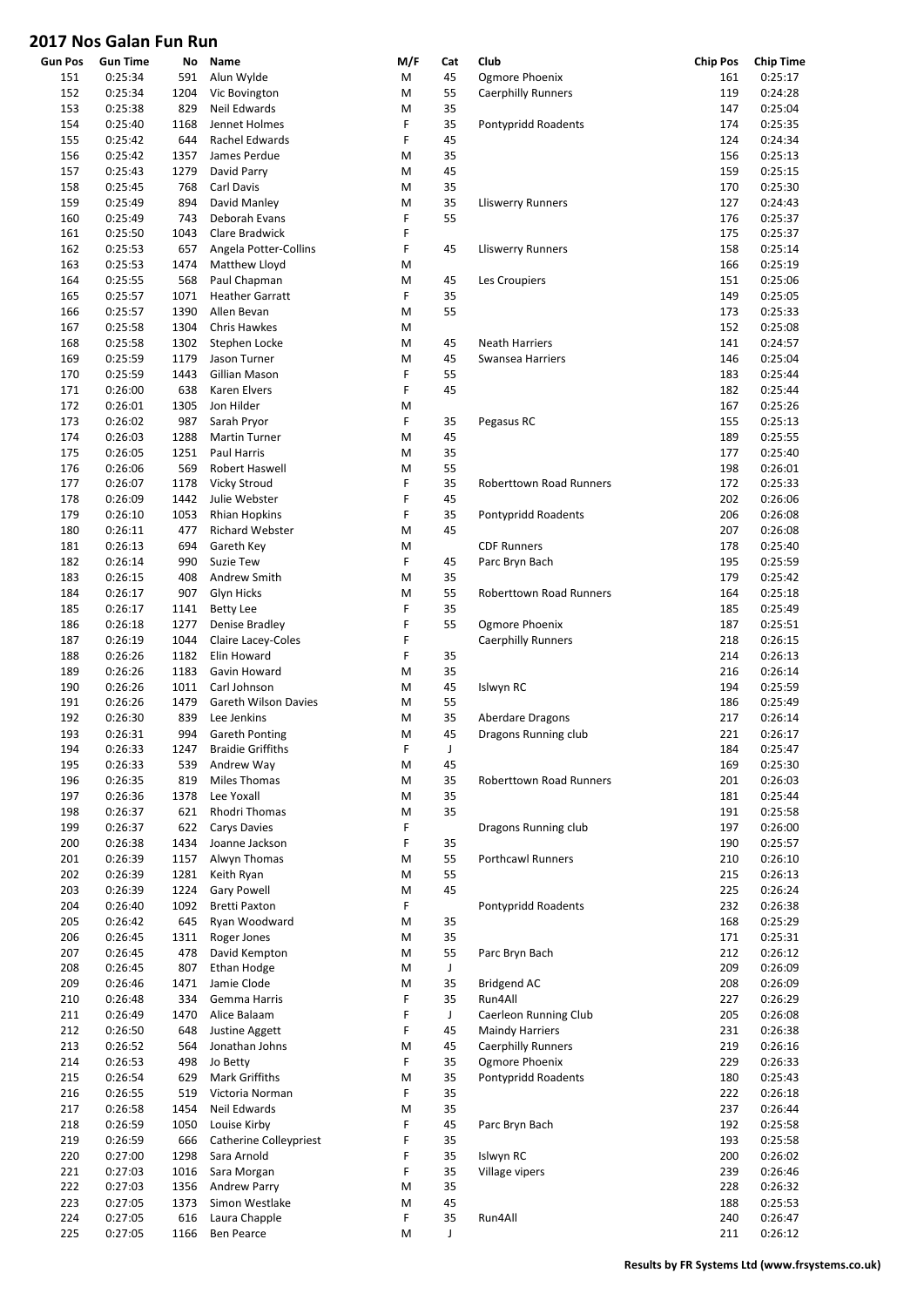# 2017 Nos Galan Fun Run

| Gun Pos | Gun Time | No | Name | M/F | Cat | Club | Chip Pos | Chip Time |
|---|---|---|---|---|---|---|---|---|
| 151 | 0:25:34 | 591 | Alun Wylde | M | 45 | Ogmore Phoenix | 161 | 0:25:17 |
| 152 | 0:25:34 | 1204 | Vic Bovington | M | 55 | Caerphilly Runners | 119 | 0:24:28 |
| 153 | 0:25:38 | 829 | Neil Edwards | M | 35 | | 147 | 0:25:04 |
| 154 | 0:25:40 | 1168 | Jennet Holmes | F | 35 | Pontypridd Roadents | 174 | 0:25:35 |
| 155 | 0:25:42 | 644 | Rachel Edwards | F | 45 | | 124 | 0:24:34 |
| 156 | 0:25:42 | 1357 | James Perdue | M | 35 | | 156 | 0:25:13 |
| 157 | 0:25:43 | 1279 | David Parry | M | 45 | | 159 | 0:25:15 |
| 158 | 0:25:45 | 768 | Carl Davis | M | 35 | | 170 | 0:25:30 |
| 159 | 0:25:49 | 894 | David Manley | M | 35 | Lliswerry Runners | 127 | 0:24:43 |
| 160 | 0:25:49 | 743 | Deborah Evans | F | 55 | | 176 | 0:25:37 |
| 161 | 0:25:50 | 1043 | Clare Bradwick | F | | | 175 | 0:25:37 |
| 162 | 0:25:53 | 657 | Angela Potter-Collins | F | 45 | Lliswerry Runners | 158 | 0:25:14 |
| 163 | 0:25:53 | 1474 | Matthew Lloyd | M | | | 166 | 0:25:19 |
| 164 | 0:25:55 | 568 | Paul Chapman | M | 45 | Les Croupiers | 151 | 0:25:06 |
| 165 | 0:25:57 | 1071 | Heather Garratt | F | 35 | | 149 | 0:25:05 |
| 166 | 0:25:57 | 1390 | Allen Bevan | M | 55 | | 173 | 0:25:33 |
| 167 | 0:25:58 | 1304 | Chris Hawkes | M | | | 152 | 0:25:08 |
| 168 | 0:25:58 | 1302 | Stephen Locke | M | 45 | Neath Harriers | 141 | 0:24:57 |
| 169 | 0:25:59 | 1179 | Jason Turner | M | 45 | Swansea Harriers | 146 | 0:25:04 |
| 170 | 0:25:59 | 1443 | Gillian Mason | F | 55 | | 183 | 0:25:44 |
| 171 | 0:26:00 | 638 | Karen Elvers | F | 45 | | 182 | 0:25:44 |
| 172 | 0:26:01 | 1305 | Jon Hilder | M | | | 167 | 0:25:26 |
| 173 | 0:26:02 | 987 | Sarah Pryor | F | 35 | Pegasus RC | 155 | 0:25:13 |
| 174 | 0:26:03 | 1288 | Martin Turner | M | 45 | | 189 | 0:25:55 |
| 175 | 0:26:05 | 1251 | Paul Harris | M | 35 | | 177 | 0:25:40 |
| 176 | 0:26:06 | 569 | Robert Haswell | M | 55 | | 198 | 0:26:01 |
| 177 | 0:26:07 | 1178 | Vicky Stroud | F | 35 | Roberttown Road Runners | 172 | 0:25:33 |
| 178 | 0:26:09 | 1442 | Julie Webster | F | 45 | | 202 | 0:26:06 |
| 179 | 0:26:10 | 1053 | Rhian Hopkins | F | 35 | Pontypridd Roadents | 206 | 0:26:08 |
| 180 | 0:26:11 | 477 | Richard Webster | M | 45 | | 207 | 0:26:08 |
| 181 | 0:26:13 | 694 | Gareth Key | M | | CDF Runners | 178 | 0:25:40 |
| 182 | 0:26:14 | 990 | Suzie Tew | F | 45 | Parc Bryn Bach | 195 | 0:25:59 |
| 183 | 0:26:15 | 408 | Andrew Smith | M | 35 | | 179 | 0:25:42 |
| 184 | 0:26:17 | 907 | Glyn Hicks | M | 55 | Roberttown Road Runners | 164 | 0:25:18 |
| 185 | 0:26:17 | 1141 | Betty Lee | F | 35 | | 185 | 0:25:49 |
| 186 | 0:26:18 | 1277 | Denise Bradley | F | 55 | Ogmore Phoenix | 187 | 0:25:51 |
| 187 | 0:26:19 | 1044 | Claire Lacey-Coles | F | | Caerphilly Runners | 218 | 0:26:15 |
| 188 | 0:26:26 | 1182 | Elin Howard | F | 35 | | 214 | 0:26:13 |
| 189 | 0:26:26 | 1183 | Gavin Howard | M | 35 | | 216 | 0:26:14 |
| 190 | 0:26:26 | 1011 | Carl Johnson | M | 45 | Islwyn RC | 194 | 0:25:59 |
| 191 | 0:26:26 | 1479 | Gareth Wilson Davies | M | 55 | | 186 | 0:25:49 |
| 192 | 0:26:30 | 839 | Lee Jenkins | M | 35 | Aberdare Dragons | 217 | 0:26:14 |
| 193 | 0:26:31 | 994 | Gareth Ponting | M | 45 | Dragons Running club | 221 | 0:26:17 |
| 194 | 0:26:33 | 1247 | Braidie Griffiths | F | J | | 184 | 0:25:47 |
| 195 | 0:26:33 | 539 | Andrew Way | M | 45 | | 169 | 0:25:30 |
| 196 | 0:26:35 | 819 | Miles Thomas | M | 35 | Roberttown Road Runners | 201 | 0:26:03 |
| 197 | 0:26:36 | 1378 | Lee Yoxall | M | 35 | | 181 | 0:25:44 |
| 198 | 0:26:37 | 621 | Rhodri Thomas | M | 35 | | 191 | 0:25:58 |
| 199 | 0:26:37 | 622 | Carys Davies | F | | Dragons Running club | 197 | 0:26:00 |
| 200 | 0:26:38 | 1434 | Joanne Jackson | F | 35 | | 190 | 0:25:57 |
| 201 | 0:26:39 | 1157 | Alwyn Thomas | M | 55 | Porthcawl Runners | 210 | 0:26:10 |
| 202 | 0:26:39 | 1281 | Keith Ryan | M | 55 | | 215 | 0:26:13 |
| 203 | 0:26:39 | 1224 | Gary Powell | M | 45 | | 225 | 0:26:24 |
| 204 | 0:26:40 | 1092 | Bretti Paxton | F | | Pontypridd Roadents | 232 | 0:26:38 |
| 205 | 0:26:42 | 645 | Ryan Woodward | M | 35 | | 168 | 0:25:29 |
| 206 | 0:26:45 | 1311 | Roger Jones | M | 35 | | 171 | 0:25:31 |
| 207 | 0:26:45 | 478 | David Kempton | M | 55 | Parc Bryn Bach | 212 | 0:26:12 |
| 208 | 0:26:45 | 807 | Ethan Hodge | M | J | | 209 | 0:26:09 |
| 209 | 0:26:46 | 1471 | Jamie Clode | M | 35 | Bridgend AC | 208 | 0:26:09 |
| 210 | 0:26:48 | 334 | Gemma Harris | F | 35 | Run4All | 227 | 0:26:29 |
| 211 | 0:26:49 | 1470 | Alice Balaam | F | J | Caerleon Running Club | 205 | 0:26:08 |
| 212 | 0:26:50 | 648 | Justine Aggett | F | 45 | Maindy Harriers | 231 | 0:26:38 |
| 213 | 0:26:52 | 564 | Jonathan Johns | M | 45 | Caerphilly Runners | 219 | 0:26:16 |
| 214 | 0:26:53 | 498 | Jo Betty | F | 35 | Ogmore Phoenix | 229 | 0:26:33 |
| 215 | 0:26:54 | 629 | Mark Griffiths | M | 35 | Pontypridd Roadents | 180 | 0:25:43 |
| 216 | 0:26:55 | 519 | Victoria Norman | F | 35 | | 222 | 0:26:18 |
| 217 | 0:26:58 | 1454 | Neil Edwards | M | 35 | | 237 | 0:26:44 |
| 218 | 0:26:59 | 1050 | Louise Kirby | F | 45 | Parc Bryn Bach | 192 | 0:25:58 |
| 219 | 0:26:59 | 666 | Catherine Colleypriest | F | 35 | | 193 | 0:25:58 |
| 220 | 0:27:00 | 1298 | Sara Arnold | F | 35 | Islwyn RC | 200 | 0:26:02 |
| 221 | 0:27:03 | 1016 | Sara Morgan | F | 35 | Village vipers | 239 | 0:26:46 |
| 222 | 0:27:03 | 1356 | Andrew Parry | M | 35 | | 228 | 0:26:32 |
| 223 | 0:27:05 | 1373 | Simon Westlake | M | 45 | | 188 | 0:25:53 |
| 224 | 0:27:05 | 616 | Laura Chapple | F | 35 | Run4All | 240 | 0:26:47 |
| 225 | 0:27:05 | 1166 | Ben Pearce | M | J | | 211 | 0:26:12 |

**Results by FR Systems Ltd (www.frsystems.co.uk)**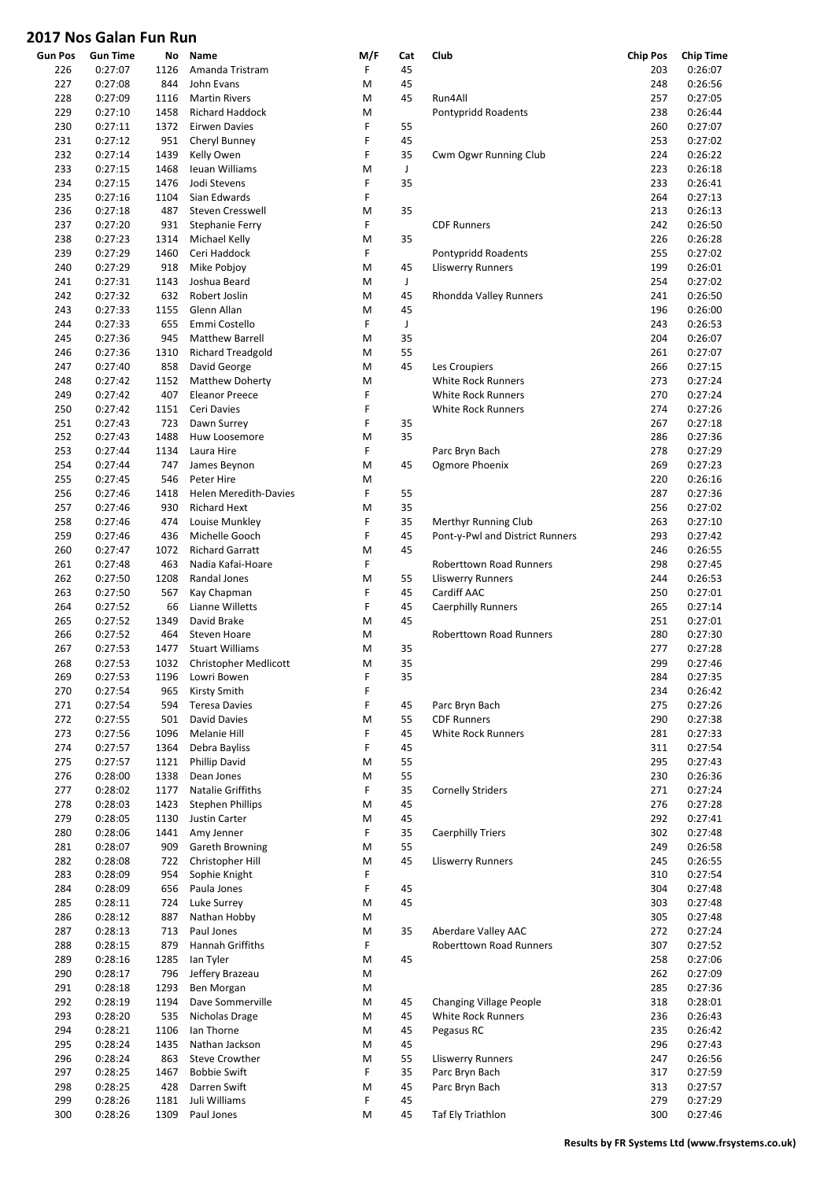# 2017 Nos Galan Fun Run

| Gun Pos | Gun Time | No | Name | M/F | Cat | Club | Chip Pos | Chip Time |
|---|---|---|---|---|---|---|---|---|
| 226 | 0:27:07 | 1126 | Amanda Tristram | F | 45 | | 203 | 0:26:07 |
| 227 | 0:27:08 | 844 | John Evans | M | 45 | | 248 | 0:26:56 |
| 228 | 0:27:09 | 1116 | Martin Rivers | M | 45 | Run4All | 257 | 0:27:05 |
| 229 | 0:27:10 | 1458 | Richard Haddock | M | | Pontypridd Roadents | 238 | 0:26:44 |
| 230 | 0:27:11 | 1372 | Eirwen Davies | F | 55 | | 260 | 0:27:07 |
| 231 | 0:27:12 | 951 | Cheryl Bunney | F | 45 | | 253 | 0:27:02 |
| 232 | 0:27:14 | 1439 | Kelly Owen | F | 35 | Cwm Ogwr Running Club | 224 | 0:26:22 |
| 233 | 0:27:15 | 1468 | Ieuan Williams | M | J | | 223 | 0:26:18 |
| 234 | 0:27:15 | 1476 | Jodi Stevens | F | 35 | | 233 | 0:26:41 |
| 235 | 0:27:16 | 1104 | Sian Edwards | F | | | 264 | 0:27:13 |
| 236 | 0:27:18 | 487 | Steven Cresswell | M | 35 | | 213 | 0:26:13 |
| 237 | 0:27:20 | 931 | Stephanie Ferry | F | | CDF Runners | 242 | 0:26:50 |
| 238 | 0:27:23 | 1314 | Michael Kelly | M | 35 | | 226 | 0:26:28 |
| 239 | 0:27:29 | 1460 | Ceri Haddock | F | | Pontypridd Roadents | 255 | 0:27:02 |
| 240 | 0:27:29 | 918 | Mike Pobjoy | M | 45 | Lliswerry Runners | 199 | 0:26:01 |
| 241 | 0:27:31 | 1143 | Joshua Beard | M | J | | 254 | 0:27:02 |
| 242 | 0:27:32 | 632 | Robert Joslin | M | 45 | Rhondda Valley Runners | 241 | 0:26:50 |
| 243 | 0:27:33 | 1155 | Glenn Allan | M | 45 | | 196 | 0:26:00 |
| 244 | 0:27:33 | 655 | Emmi Costello | F | J | | 243 | 0:26:53 |
| 245 | 0:27:36 | 945 | Matthew Barrell | M | 35 | | 204 | 0:26:07 |
| 246 | 0:27:36 | 1310 | Richard Treadgold | M | 55 | | 261 | 0:27:07 |
| 247 | 0:27:40 | 858 | David George | M | 45 | Les Croupiers | 266 | 0:27:15 |
| 248 | 0:27:42 | 1152 | Matthew Doherty | M | | White Rock Runners | 273 | 0:27:24 |
| 249 | 0:27:42 | 407 | Eleanor Preece | F | | White Rock Runners | 270 | 0:27:24 |
| 250 | 0:27:42 | 1151 | Ceri Davies | F | | White Rock Runners | 274 | 0:27:26 |
| 251 | 0:27:43 | 723 | Dawn Surrey | F | 35 | | 267 | 0:27:18 |
| 252 | 0:27:43 | 1488 | Huw Loosemore | M | 35 | | 286 | 0:27:36 |
| 253 | 0:27:44 | 1134 | Laura Hire | F | | Parc Bryn Bach | 278 | 0:27:29 |
| 254 | 0:27:44 | 747 | James Beynon | M | 45 | Ogmore Phoenix | 269 | 0:27:23 |
| 255 | 0:27:45 | 546 | Peter Hire | M | | | 220 | 0:26:16 |
| 256 | 0:27:46 | 1418 | Helen Meredith-Davies | F | 55 | | 287 | 0:27:36 |
| 257 | 0:27:46 | 930 | Richard Hext | M | 35 | | 256 | 0:27:02 |
| 258 | 0:27:46 | 474 | Louise Munkley | F | 35 | Merthyr Running Club | 263 | 0:27:10 |
| 259 | 0:27:46 | 436 | Michelle Gooch | F | 45 | Pont-y-Pwl and District Runners | 293 | 0:27:42 |
| 260 | 0:27:47 | 1072 | Richard Garratt | M | 45 | | 246 | 0:26:55 |
| 261 | 0:27:48 | 463 | Nadia Kafai-Hoare | F | | Roberttown Road Runners | 298 | 0:27:45 |
| 262 | 0:27:50 | 1208 | Randal Jones | M | 55 | Lliswerry Runners | 244 | 0:26:53 |
| 263 | 0:27:50 | 567 | Kay Chapman | F | 45 | Cardiff AAC | 250 | 0:27:01 |
| 264 | 0:27:52 | 66 | Lianne Willetts | F | 45 | Caerphilly Runners | 265 | 0:27:14 |
| 265 | 0:27:52 | 1349 | David Brake | M | 45 | | 251 | 0:27:01 |
| 266 | 0:27:52 | 464 | Steven Hoare | M | | Roberttown Road Runners | 280 | 0:27:30 |
| 267 | 0:27:53 | 1477 | Stuart Williams | M | 35 | | 277 | 0:27:28 |
| 268 | 0:27:53 | 1032 | Christopher Medlicott | M | 35 | | 299 | 0:27:46 |
| 269 | 0:27:53 | 1196 | Lowri Bowen | F | 35 | | 284 | 0:27:35 |
| 270 | 0:27:54 | 965 | Kirsty Smith | F | | | 234 | 0:26:42 |
| 271 | 0:27:54 | 594 | Teresa Davies | F | 45 | Parc Bryn Bach | 275 | 0:27:26 |
| 272 | 0:27:55 | 501 | David Davies | M | 55 | CDF Runners | 290 | 0:27:38 |
| 273 | 0:27:56 | 1096 | Melanie Hill | F | 45 | White Rock Runners | 281 | 0:27:33 |
| 274 | 0:27:57 | 1364 | Debra Bayliss | F | 45 | | 311 | 0:27:54 |
| 275 | 0:27:57 | 1121 | Phillip David | M | 55 | | 295 | 0:27:43 |
| 276 | 0:28:00 | 1338 | Dean Jones | M | 55 | | 230 | 0:26:36 |
| 277 | 0:28:02 | 1177 | Natalie Griffiths | F | 35 | Cornelly Striders | 271 | 0:27:24 |
| 278 | 0:28:03 | 1423 | Stephen Phillips | M | 45 | | 276 | 0:27:28 |
| 279 | 0:28:05 | 1130 | Justin Carter | M | 45 | | 292 | 0:27:41 |
| 280 | 0:28:06 | 1441 | Amy Jenner | F | 35 | Caerphilly Triers | 302 | 0:27:48 |
| 281 | 0:28:07 | 909 | Gareth Browning | M | 55 | | 249 | 0:26:58 |
| 282 | 0:28:08 | 722 | Christopher Hill | M | 45 | Lliswerry Runners | 245 | 0:26:55 |
| 283 | 0:28:09 | 954 | Sophie Knight | F | | | 310 | 0:27:54 |
| 284 | 0:28:09 | 656 | Paula Jones | F | 45 | | 304 | 0:27:48 |
| 285 | 0:28:11 | 724 | Luke Surrey | M | 45 | | 303 | 0:27:48 |
| 286 | 0:28:12 | 887 | Nathan Hobby | M | | | 305 | 0:27:48 |
| 287 | 0:28:13 | 713 | Paul Jones | M | 35 | Aberdare Valley AAC | 272 | 0:27:24 |
| 288 | 0:28:15 | 879 | Hannah Griffiths | F | | Roberttown Road Runners | 307 | 0:27:52 |
| 289 | 0:28:16 | 1285 | Ian Tyler | M | 45 | | 258 | 0:27:06 |
| 290 | 0:28:17 | 796 | Jeffery Brazeau | M | | | 262 | 0:27:09 |
| 291 | 0:28:18 | 1293 | Ben Morgan | M | | | 285 | 0:27:36 |
| 292 | 0:28:19 | 1194 | Dave Sommerville | M | 45 | Changing Village People | 318 | 0:28:01 |
| 293 | 0:28:20 | 535 | Nicholas Drage | M | 45 | White Rock Runners | 236 | 0:26:43 |
| 294 | 0:28:21 | 1106 | Ian Thorne | M | 45 | Pegasus RC | 235 | 0:26:42 |
| 295 | 0:28:24 | 1435 | Nathan Jackson | M | 45 | | 296 | 0:27:43 |
| 296 | 0:28:24 | 863 | Steve Crowther | M | 55 | Lliswerry Runners | 247 | 0:26:56 |
| 297 | 0:28:25 | 1467 | Bobbie Swift | F | 35 | Parc Bryn Bach | 317 | 0:27:59 |
| 298 | 0:28:25 | 428 | Darren Swift | M | 45 | Parc Bryn Bach | 313 | 0:27:57 |
| 299 | 0:28:26 | 1181 | Juli Williams | F | 45 | | 279 | 0:27:29 |
| 300 | 0:28:26 | 1309 | Paul Jones | M | 45 | Taf Ely Triathlon | 300 | 0:27:46 |

**Results by FR Systems Ltd (www.frsystems.co.uk)**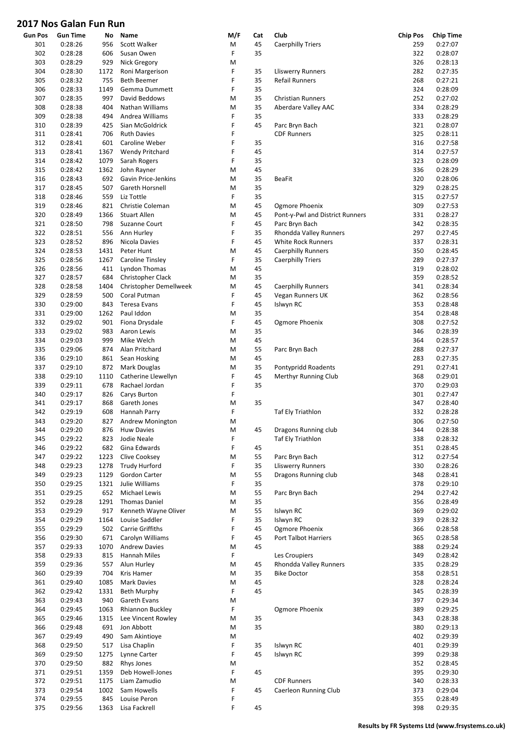# 2017 Nos Galan Fun Run

| Gun Pos | Gun Time | No | Name | M/F | Cat | Club | Chip Pos | Chip Time |
|---|---|---|---|---|---|---|---|---|
| 301 | 0:28:26 | 956 | Scott Walker | M | 45 | Caerphilly Triers | 259 | 0:27:07 |
| 302 | 0:28:28 | 606 | Susan Owen | F | 35 | | 322 | 0:28:07 |
| 303 | 0:28:29 | 929 | Nick Gregory | M | | | 326 | 0:28:13 |
| 304 | 0:28:30 | 1172 | Roni Margerison | F | 35 | Lliswerry Runners | 282 | 0:27:35 |
| 305 | 0:28:32 | 755 | Beth Beemer | F | 35 | Refail Runners | 268 | 0:27:21 |
| 306 | 0:28:33 | 1149 | Gemma Dummett | F | 35 | | 324 | 0:28:09 |
| 307 | 0:28:35 | 997 | David Beddows | M | 35 | Christian Runners | 252 | 0:27:02 |
| 308 | 0:28:38 | 404 | Nathan Williams | M | 35 | Aberdare Valley AAC | 334 | 0:28:29 |
| 309 | 0:28:38 | 494 | Andrea Williams | F | 35 | | 333 | 0:28:29 |
| 310 | 0:28:39 | 425 | Sian McGoldrick | F | 45 | Parc Bryn Bach | 321 | 0:28:07 |
| 311 | 0:28:41 | 706 | Ruth Davies | F | | CDF Runners | 325 | 0:28:11 |
| 312 | 0:28:41 | 601 | Caroline Weber | F | 35 | | 316 | 0:27:58 |
| 313 | 0:28:41 | 1367 | Wendy Pritchard | F | 45 | | 314 | 0:27:57 |
| 314 | 0:28:42 | 1079 | Sarah Rogers | F | 35 | | 323 | 0:28:09 |
| 315 | 0:28:42 | 1362 | John Rayner | M | 45 | | 336 | 0:28:29 |
| 316 | 0:28:43 | 692 | Gavin Price-Jenkins | M | 35 | BeaFit | 320 | 0:28:06 |
| 317 | 0:28:45 | 507 | Gareth Horsnell | M | 35 | | 329 | 0:28:25 |
| 318 | 0:28:46 | 559 | Liz Tottle | F | 35 | | 315 | 0:27:57 |
| 319 | 0:28:46 | 821 | Christie Coleman | M | 45 | Ogmore Phoenix | 309 | 0:27:53 |
| 320 | 0:28:49 | 1366 | Stuart Allen | M | 45 | Pont-y-Pwl and District Runners | 331 | 0:28:27 |
| 321 | 0:28:50 | 798 | Suzanne Court | F | 45 | Parc Bryn Bach | 342 | 0:28:35 |
| 322 | 0:28:51 | 556 | Ann Hurley | F | 35 | Rhondda Valley Runners | 297 | 0:27:45 |
| 323 | 0:28:52 | 896 | Nicola Davies | F | 45 | White Rock Runners | 337 | 0:28:31 |
| 324 | 0:28:53 | 1431 | Peter Hunt | M | 45 | Caerphilly Runners | 350 | 0:28:45 |
| 325 | 0:28:56 | 1267 | Caroline Tinsley | F | 35 | Caerphilly Triers | 289 | 0:27:37 |
| 326 | 0:28:56 | 411 | Lyndon Thomas | M | 45 | | 319 | 0:28:02 |
| 327 | 0:28:57 | 684 | Christopher Clack | M | 35 | | 359 | 0:28:52 |
| 328 | 0:28:58 | 1404 | Christopher Demellweek | M | 45 | Caerphilly Runners | 341 | 0:28:34 |
| 329 | 0:28:59 | 500 | Coral Putman | F | 45 | Vegan Runners UK | 362 | 0:28:56 |
| 330 | 0:29:00 | 843 | Teresa Evans | F | 45 | Islwyn RC | 353 | 0:28:48 |
| 331 | 0:29:00 | 1262 | Paul Iddon | M | 35 | | 354 | 0:28:48 |
| 332 | 0:29:02 | 901 | Fiona Drysdale | F | 45 | Ogmore Phoenix | 308 | 0:27:52 |
| 333 | 0:29:02 | 983 | Aaron Lewis | M | 35 | | 346 | 0:28:39 |
| 334 | 0:29:03 | 999 | Mike Welch | M | 45 | | 364 | 0:28:57 |
| 335 | 0:29:06 | 874 | Alan Pritchard | M | 55 | Parc Bryn Bach | 288 | 0:27:37 |
| 336 | 0:29:10 | 861 | Sean Hosking | M | 45 | | 283 | 0:27:35 |
| 337 | 0:29:10 | 872 | Mark Douglas | M | 35 | Pontypridd Roadents | 291 | 0:27:41 |
| 338 | 0:29:10 | 1110 | Catherine Llewellyn | F | 45 | Merthyr Running Club | 368 | 0:29:01 |
| 339 | 0:29:11 | 678 | Rachael Jordan | F | 35 | | 370 | 0:29:03 |
| 340 | 0:29:17 | 826 | Carys Burton | F | | | 301 | 0:27:47 |
| 341 | 0:29:17 | 868 | Gareth Jones | M | 35 | | 347 | 0:28:40 |
| 342 | 0:29:19 | 608 | Hannah Parry | F | | Taf Ely Triathlon | 332 | 0:28:28 |
| 343 | 0:29:20 | 827 | Andrew Monington | M | | | 306 | 0:27:50 |
| 344 | 0:29:20 | 876 | Huw Davies | M | 45 | Dragons Running club | 344 | 0:28:38 |
| 345 | 0:29:22 | 823 | Jodie Neale | F | | Taf Ely Triathlon | 338 | 0:28:32 |
| 346 | 0:29:22 | 682 | Gina Edwards | F | 45 | | 351 | 0:28:45 |
| 347 | 0:29:22 | 1223 | Clive Cooksey | M | 55 | Parc Bryn Bach | 312 | 0:27:54 |
| 348 | 0:29:23 | 1278 | Trudy Hurford | F | 35 | Lliswerry Runners | 330 | 0:28:26 |
| 349 | 0:29:23 | 1129 | Gordon Carter | M | 55 | Dragons Running club | 348 | 0:28:41 |
| 350 | 0:29:25 | 1321 | Julie Williams | F | 35 | | 378 | 0:29:10 |
| 351 | 0:29:25 | 652 | Michael Lewis | M | 55 | Parc Bryn Bach | 294 | 0:27:42 |
| 352 | 0:29:28 | 1291 | Thomas Daniel | M | 35 | | 356 | 0:28:49 |
| 353 | 0:29:29 | 917 | Kenneth Wayne Oliver | M | 55 | Islwyn RC | 369 | 0:29:02 |
| 354 | 0:29:29 | 1164 | Louise Saddler | F | 35 | Islwyn RC | 339 | 0:28:32 |
| 355 | 0:29:29 | 502 | Carrie Griffiths | F | 45 | Ogmore Phoenix | 366 | 0:28:58 |
| 356 | 0:29:30 | 671 | Carolyn Williams | F | 45 | Port Talbot Harriers | 365 | 0:28:58 |
| 357 | 0:29:33 | 1070 | Andrew Davies | M | 45 | | 388 | 0:29:24 |
| 358 | 0:29:33 | 815 | Hannah Miles | F | | Les Croupiers | 349 | 0:28:42 |
| 359 | 0:29:36 | 557 | Alun Hurley | M | 45 | Rhondda Valley Runners | 335 | 0:28:29 |
| 360 | 0:29:39 | 704 | Kris Hamer | M | 35 | Bike Doctor | 358 | 0:28:51 |
| 361 | 0:29:40 | 1085 | Mark Davies | M | 45 | | 328 | 0:28:24 |
| 362 | 0:29:42 | 1331 | Beth Murphy | F | 45 | | 345 | 0:28:39 |
| 363 | 0:29:43 | 940 | Gareth Evans | M | | | 397 | 0:29:34 |
| 364 | 0:29:45 | 1063 | Rhiannon Buckley | F | | Ogmore Phoenix | 389 | 0:29:25 |
| 365 | 0:29:46 | 1315 | Lee Vincent Rowley | M | 35 | | 343 | 0:28:38 |
| 366 | 0:29:48 | 691 | Jon Abbott | M | 35 | | 380 | 0:29:13 |
| 367 | 0:29:49 | 490 | Sam Akintioye | M | | | 402 | 0:29:39 |
| 368 | 0:29:50 | 517 | Lisa Chaplin | F | 35 | Islwyn RC | 401 | 0:29:39 |
| 369 | 0:29:50 | 1275 | Lynne Carter | F | 45 | Islwyn RC | 399 | 0:29:38 |
| 370 | 0:29:50 | 882 | Rhys Jones | M | | | 352 | 0:28:45 |
| 371 | 0:29:51 | 1359 | Deb Howell-Jones | F | 45 | | 395 | 0:29:30 |
| 372 | 0:29:51 | 1175 | Liam Zamudio | M | | CDF Runners | 340 | 0:28:33 |
| 373 | 0:29:54 | 1002 | Sam Howells | F | 45 | Caerleon Running Club | 373 | 0:29:04 |
| 374 | 0:29:55 | 845 | Louise Peron | F | | | 355 | 0:28:49 |
| 375 | 0:29:56 | 1363 | Lisa Fackrell | F | 45 | | 398 | 0:29:35 |

**Results by FR Systems Ltd (www.frsystems.co.uk)**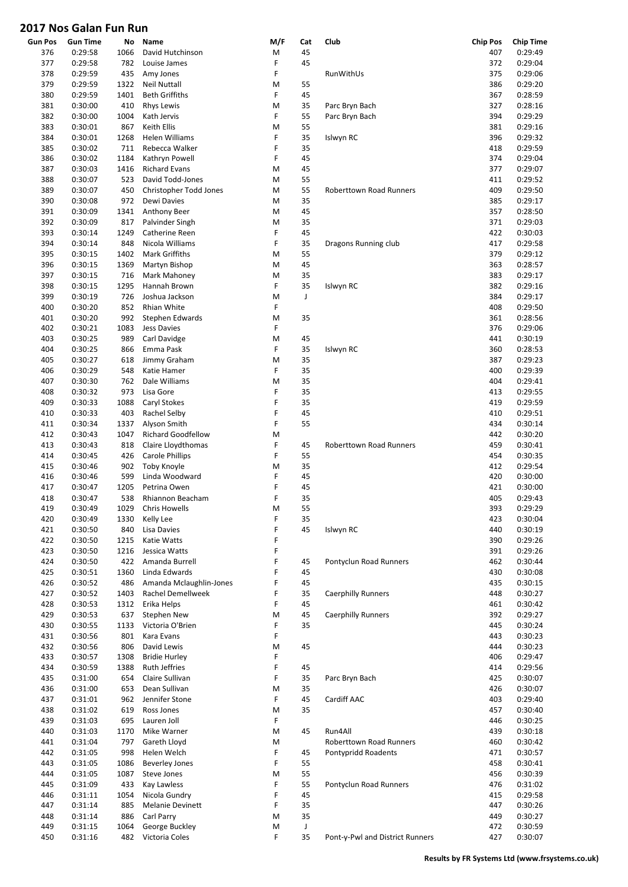# 2017 Nos Galan Fun Run

| Gun Pos | Gun Time | No | Name | M/F | Cat | Club | Chip Pos | Chip Time |
|---|---|---|---|---|---|---|---|---|
| 376 | 0:29:58 | 1066 | David Hutchinson | M | 45 | | 407 | 0:29:49 |
| 377 | 0:29:58 | 782 | Louise James | F | 45 | | 372 | 0:29:04 |
| 378 | 0:29:59 | 435 | Amy Jones | F | | RunWithUs | 375 | 0:29:06 |
| 379 | 0:29:59 | 1322 | Neil Nuttall | M | 55 | | 386 | 0:29:20 |
| 380 | 0:29:59 | 1401 | Beth Griffiths | F | 45 | | 367 | 0:28:59 |
| 381 | 0:30:00 | 410 | Rhys Lewis | M | 35 | Parc Bryn Bach | 327 | 0:28:16 |
| 382 | 0:30:00 | 1004 | Kath Jervis | F | 55 | Parc Bryn Bach | 394 | 0:29:29 |
| 383 | 0:30:01 | 867 | Keith Ellis | M | 55 | | 381 | 0:29:16 |
| 384 | 0:30:01 | 1268 | Helen Williams | F | 35 | Islwyn RC | 396 | 0:29:32 |
| 385 | 0:30:02 | 711 | Rebecca Walker | F | 35 | | 418 | 0:29:59 |
| 386 | 0:30:02 | 1184 | Kathryn Powell | F | 45 | | 374 | 0:29:04 |
| 387 | 0:30:03 | 1416 | Richard Evans | M | 45 | | 377 | 0:29:07 |
| 388 | 0:30:07 | 523 | David Todd-Jones | M | 55 | | 411 | 0:29:52 |
| 389 | 0:30:07 | 450 | Christopher Todd Jones | M | 55 | Roberttown Road Runners | 409 | 0:29:50 |
| 390 | 0:30:08 | 972 | Dewi Davies | M | 35 | | 385 | 0:29:17 |
| 391 | 0:30:09 | 1341 | Anthony Beer | M | 45 | | 357 | 0:28:50 |
| 392 | 0:30:09 | 817 | Palvinder Singh | M | 35 | | 371 | 0:29:03 |
| 393 | 0:30:14 | 1249 | Catherine Reen | F | 45 | | 422 | 0:30:03 |
| 394 | 0:30:14 | 848 | Nicola Williams | F | 35 | Dragons Running club | 417 | 0:29:58 |
| 395 | 0:30:15 | 1402 | Mark Griffiths | M | 55 | | 379 | 0:29:12 |
| 396 | 0:30:15 | 1369 | Martyn Bishop | M | 45 | | 363 | 0:28:57 |
| 397 | 0:30:15 | 716 | Mark Mahoney | M | 35 | | 383 | 0:29:17 |
| 398 | 0:30:15 | 1295 | Hannah Brown | F | 35 | Islwyn RC | 382 | 0:29:16 |
| 399 | 0:30:19 | 726 | Joshua Jackson | M | J | | 384 | 0:29:17 |
| 400 | 0:30:20 | 852 | Rhian White | F | | | 408 | 0:29:50 |
| 401 | 0:30:20 | 992 | Stephen Edwards | M | 35 | | 361 | 0:28:56 |
| 402 | 0:30:21 | 1083 | Jess Davies | F | | | 376 | 0:29:06 |
| 403 | 0:30:25 | 989 | Carl Davidge | M | 45 | | 441 | 0:30:19 |
| 404 | 0:30:25 | 866 | Emma Pask | F | 35 | Islwyn RC | 360 | 0:28:53 |
| 405 | 0:30:27 | 618 | Jimmy Graham | M | 35 | | 387 | 0:29:23 |
| 406 | 0:30:29 | 548 | Katie Hamer | F | 35 | | 400 | 0:29:39 |
| 407 | 0:30:30 | 762 | Dale Williams | M | 35 | | 404 | 0:29:41 |
| 408 | 0:30:32 | 973 | Lisa Gore | F | 35 | | 413 | 0:29:55 |
| 409 | 0:30:33 | 1088 | Caryl Stokes | F | 35 | | 419 | 0:29:59 |
| 410 | 0:30:33 | 403 | Rachel Selby | F | 45 | | 410 | 0:29:51 |
| 411 | 0:30:34 | 1337 | Alyson Smith | F | 55 | | 434 | 0:30:14 |
| 412 | 0:30:43 | 1047 | Richard Goodfellow | M | | | 442 | 0:30:20 |
| 413 | 0:30:43 | 818 | Claire Lloydthomas | F | 45 | Roberttown Road Runners | 459 | 0:30:41 |
| 414 | 0:30:45 | 426 | Carole Phillips | F | 55 | | 454 | 0:30:35 |
| 415 | 0:30:46 | 902 | Toby Knoyle | M | 35 | | 412 | 0:29:54 |
| 416 | 0:30:46 | 599 | Linda Woodward | F | 45 | | 420 | 0:30:00 |
| 417 | 0:30:47 | 1205 | Petrina Owen | F | 45 | | 421 | 0:30:00 |
| 418 | 0:30:47 | 538 | Rhiannon Beacham | F | 35 | | 405 | 0:29:43 |
| 419 | 0:30:49 | 1029 | Chris Howells | M | 55 | | 393 | 0:29:29 |
| 420 | 0:30:49 | 1330 | Kelly Lee | F | 35 | | 423 | 0:30:04 |
| 421 | 0:30:50 | 840 | Lisa Davies | F | 45 | Islwyn RC | 440 | 0:30:19 |
| 422 | 0:30:50 | 1215 | Katie Watts | F | | | 390 | 0:29:26 |
| 423 | 0:30:50 | 1216 | Jessica Watts | F | | | 391 | 0:29:26 |
| 424 | 0:30:50 | 422 | Amanda Burrell | F | 45 | Pontyclun Road Runners | 462 | 0:30:44 |
| 425 | 0:30:51 | 1360 | Linda Edwards | F | 45 | | 430 | 0:30:08 |
| 426 | 0:30:52 | 486 | Amanda Mclaughlin-Jones | F | 45 | | 435 | 0:30:15 |
| 427 | 0:30:52 | 1403 | Rachel Demellweek | F | 35 | Caerphilly Runners | 448 | 0:30:27 |
| 428 | 0:30:53 | 1312 | Erika Helps | F | 45 | | 461 | 0:30:42 |
| 429 | 0:30:53 | 637 | Stephen New | M | 45 | Caerphilly Runners | 392 | 0:29:27 |
| 430 | 0:30:55 | 1133 | Victoria O'Brien | F | 35 | | 445 | 0:30:24 |
| 431 | 0:30:56 | 801 | Kara Evans | F | | | 443 | 0:30:23 |
| 432 | 0:30:56 | 806 | David Lewis | M | 45 | | 444 | 0:30:23 |
| 433 | 0:30:57 | 1308 | Bridie Hurley | F | | | 406 | 0:29:47 |
| 434 | 0:30:59 | 1388 | Ruth Jeffries | F | 45 | | 414 | 0:29:56 |
| 435 | 0:31:00 | 654 | Claire Sullivan | F | 35 | Parc Bryn Bach | 425 | 0:30:07 |
| 436 | 0:31:00 | 653 | Dean Sullivan | M | 35 | | 426 | 0:30:07 |
| 437 | 0:31:01 | 962 | Jennifer Stone | F | 45 | Cardiff AAC | 403 | 0:29:40 |
| 438 | 0:31:02 | 619 | Ross Jones | M | 35 | | 457 | 0:30:40 |
| 439 | 0:31:03 | 695 | Lauren Joll | F | | | 446 | 0:30:25 |
| 440 | 0:31:03 | 1170 | Mike Warner | M | 45 | Run4All | 439 | 0:30:18 |
| 441 | 0:31:04 | 797 | Gareth Lloyd | M | | Roberttown Road Runners | 460 | 0:30:42 |
| 442 | 0:31:05 | 998 | Helen Welch | F | 45 | Pontypridd Roadents | 471 | 0:30:57 |
| 443 | 0:31:05 | 1086 | Beverley Jones | F | 55 | | 458 | 0:30:41 |
| 444 | 0:31:05 | 1087 | Steve Jones | M | 55 | | 456 | 0:30:39 |
| 445 | 0:31:09 | 433 | Kay Lawless | F | 55 | Pontyclun Road Runners | 476 | 0:31:02 |
| 446 | 0:31:11 | 1054 | Nicola Gundry | F | 45 | | 415 | 0:29:58 |
| 447 | 0:31:14 | 885 | Melanie Devinett | F | 35 | | 447 | 0:30:26 |
| 448 | 0:31:14 | 886 | Carl Parry | M | 35 | | 449 | 0:30:27 |
| 449 | 0:31:15 | 1064 | George Buckley | M | J | | 472 | 0:30:59 |
| 450 | 0:31:16 | 482 | Victoria Coles | F | 35 | Pont-y-Pwl and District Runners | 427 | 0:30:07 |

**Results by FR Systems Ltd (www.frsystems.co.uk)**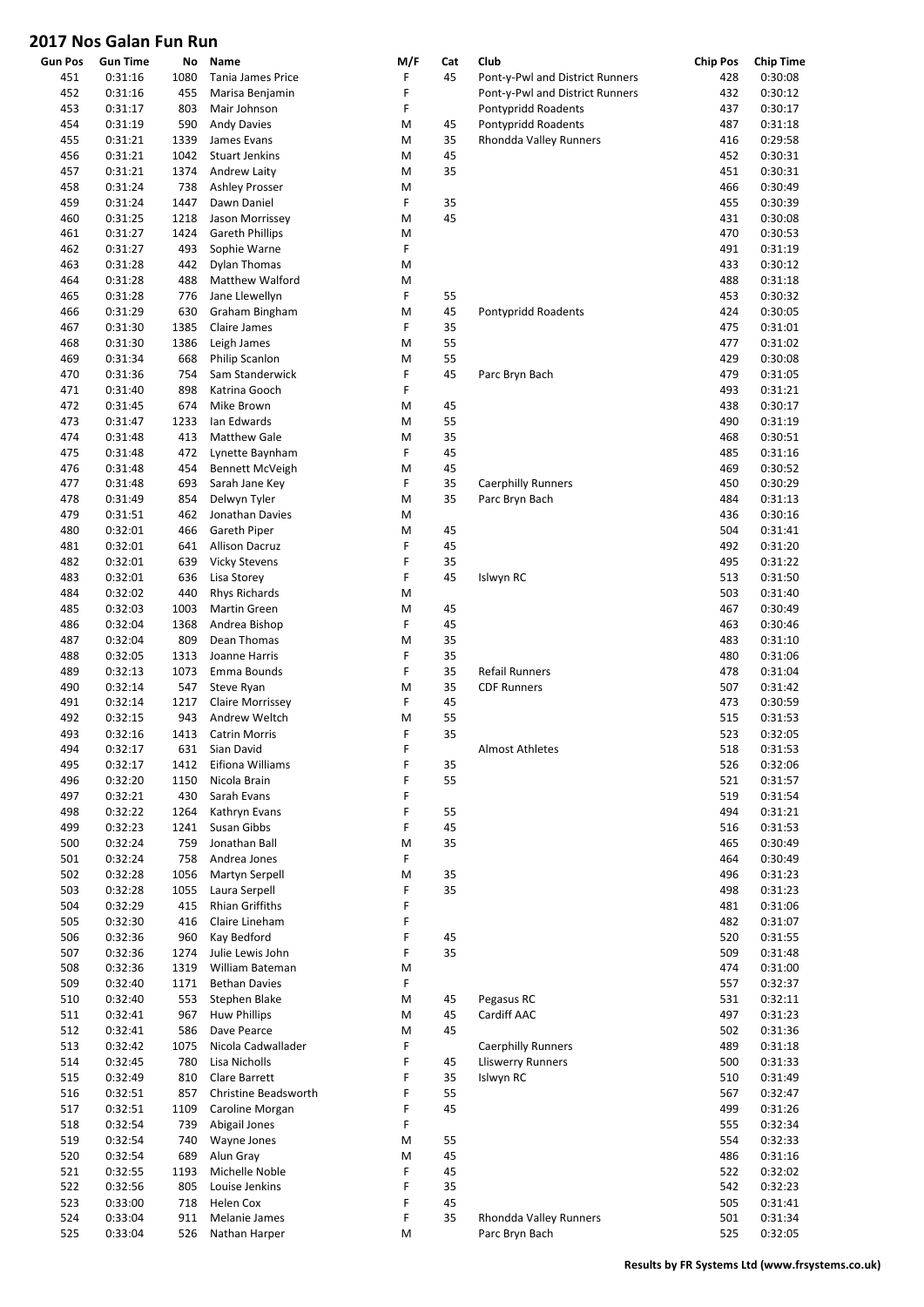# 2017 Nos Galan Fun Run

| Gun Pos | Gun Time | No | Name | M/F | Cat | Club | Chip Pos | Chip Time |
|---|---|---|---|---|---|---|---|---|
| 451 | 0:31:16 | 1080 | Tania James Price | F | 45 | Pont-y-Pwl and District Runners | 428 | 0:30:08 |
| 452 | 0:31:16 | 455 | Marisa Benjamin | F | | Pont-y-Pwl and District Runners | 432 | 0:30:12 |
| 453 | 0:31:17 | 803 | Mair Johnson | F | | Pontypridd Roadents | 437 | 0:30:17 |
| 454 | 0:31:19 | 590 | Andy Davies | M | 45 | Pontypridd Roadents | 487 | 0:31:18 |
| 455 | 0:31:21 | 1339 | James Evans | M | 35 | Rhondda Valley Runners | 416 | 0:29:58 |
| 456 | 0:31:21 | 1042 | Stuart Jenkins | M | 45 | | 452 | 0:30:31 |
| 457 | 0:31:21 | 1374 | Andrew Laity | M | 35 | | 451 | 0:30:31 |
| 458 | 0:31:24 | 738 | Ashley Prosser | M | | | 466 | 0:30:49 |
| 459 | 0:31:24 | 1447 | Dawn Daniel | F | 35 | | 455 | 0:30:39 |
| 460 | 0:31:25 | 1218 | Jason Morrissey | M | 45 | | 431 | 0:30:08 |
| 461 | 0:31:27 | 1424 | Gareth Phillips | M | | | 470 | 0:30:53 |
| 462 | 0:31:27 | 493 | Sophie Warne | F | | | 491 | 0:31:19 |
| 463 | 0:31:28 | 442 | Dylan Thomas | M | | | 433 | 0:30:12 |
| 464 | 0:31:28 | 488 | Matthew Walford | M | | | 488 | 0:31:18 |
| 465 | 0:31:28 | 776 | Jane Llewellyn | F | 55 | | 453 | 0:30:32 |
| 466 | 0:31:29 | 630 | Graham Bingham | M | 45 | Pontypridd Roadents | 424 | 0:30:05 |
| 467 | 0:31:30 | 1385 | Claire James | F | 35 | | 475 | 0:31:01 |
| 468 | 0:31:30 | 1386 | Leigh James | M | 55 | | 477 | 0:31:02 |
| 469 | 0:31:34 | 668 | Philip Scanlon | M | 55 | | 429 | 0:30:08 |
| 470 | 0:31:36 | 754 | Sam Standerwick | F | 45 | Parc Bryn Bach | 479 | 0:31:05 |
| 471 | 0:31:40 | 898 | Katrina Gooch | F | | | 493 | 0:31:21 |
| 472 | 0:31:45 | 674 | Mike Brown | M | 45 | | 438 | 0:30:17 |
| 473 | 0:31:47 | 1233 | Ian Edwards | M | 55 | | 490 | 0:31:19 |
| 474 | 0:31:48 | 413 | Matthew Gale | M | 35 | | 468 | 0:30:51 |
| 475 | 0:31:48 | 472 | Lynette Baynham | F | 45 | | 485 | 0:31:16 |
| 476 | 0:31:48 | 454 | Bennett McVeigh | M | 45 | | 469 | 0:30:52 |
| 477 | 0:31:48 | 693 | Sarah Jane Key | F | 35 | Caerphilly Runners | 450 | 0:30:29 |
| 478 | 0:31:49 | 854 | Delwyn Tyler | M | 35 | Parc Bryn Bach | 484 | 0:31:13 |
| 479 | 0:31:51 | 462 | Jonathan Davies | M | | | 436 | 0:30:16 |
| 480 | 0:32:01 | 466 | Gareth Piper | M | 45 | | 504 | 0:31:41 |
| 481 | 0:32:01 | 641 | Allison Dacruz | F | 45 | | 492 | 0:31:20 |
| 482 | 0:32:01 | 639 | Vicky Stevens | F | 35 | | 495 | 0:31:22 |
| 483 | 0:32:01 | 636 | Lisa Storey | F | 45 | Islwyn RC | 513 | 0:31:50 |
| 484 | 0:32:02 | 440 | Rhys Richards | M | | | 503 | 0:31:40 |
| 485 | 0:32:03 | 1003 | Martin Green | M | 45 | | 467 | 0:30:49 |
| 486 | 0:32:04 | 1368 | Andrea Bishop | F | 45 | | 463 | 0:30:46 |
| 487 | 0:32:04 | 809 | Dean Thomas | M | 35 | | 483 | 0:31:10 |
| 488 | 0:32:05 | 1313 | Joanne Harris | F | 35 | | 480 | 0:31:06 |
| 489 | 0:32:13 | 1073 | Emma Bounds | F | 35 | Refail Runners | 478 | 0:31:04 |
| 490 | 0:32:14 | 547 | Steve Ryan | M | 35 | CDF Runners | 507 | 0:31:42 |
| 491 | 0:32:14 | 1217 | Claire Morrissey | F | 45 | | 473 | 0:30:59 |
| 492 | 0:32:15 | 943 | Andrew Weltch | M | 55 | | 515 | 0:31:53 |
| 493 | 0:32:16 | 1413 | Catrin Morris | F | 35 | | 523 | 0:32:05 |
| 494 | 0:32:17 | 631 | Sian David | F | | Almost Athletes | 518 | 0:31:53 |
| 495 | 0:32:17 | 1412 | Eifiona Williams | F | 35 | | 526 | 0:32:06 |
| 496 | 0:32:20 | 1150 | Nicola Brain | F | 55 | | 521 | 0:31:57 |
| 497 | 0:32:21 | 430 | Sarah Evans | F | | | 519 | 0:31:54 |
| 498 | 0:32:22 | 1264 | Kathryn Evans | F | 55 | | 494 | 0:31:21 |
| 499 | 0:32:23 | 1241 | Susan Gibbs | F | 45 | | 516 | 0:31:53 |
| 500 | 0:32:24 | 759 | Jonathan Ball | M | 35 | | 465 | 0:30:49 |
| 501 | 0:32:24 | 758 | Andrea Jones | F | | | 464 | 0:30:49 |
| 502 | 0:32:28 | 1056 | Martyn Serpell | M | 35 | | 496 | 0:31:23 |
| 503 | 0:32:28 | 1055 | Laura Serpell | F | 35 | | 498 | 0:31:23 |
| 504 | 0:32:29 | 415 | Rhian Griffiths | F | | | 481 | 0:31:06 |
| 505 | 0:32:30 | 416 | Claire Lineham | F | | | 482 | 0:31:07 |
| 506 | 0:32:36 | 960 | Kay Bedford | F | 45 | | 520 | 0:31:55 |
| 507 | 0:32:36 | 1274 | Julie Lewis John | F | 35 | | 509 | 0:31:48 |
| 508 | 0:32:36 | 1319 | William Bateman | M | | | 474 | 0:31:00 |
| 509 | 0:32:40 | 1171 | Bethan Davies | F | | | 557 | 0:32:37 |
| 510 | 0:32:40 | 553 | Stephen Blake | M | 45 | Pegasus RC | 531 | 0:32:11 |
| 511 | 0:32:41 | 967 | Huw Phillips | M | 45 | Cardiff AAC | 497 | 0:31:23 |
| 512 | 0:32:41 | 586 | Dave Pearce | M | 45 | | 502 | 0:31:36 |
| 513 | 0:32:42 | 1075 | Nicola Cadwallader | F | | Caerphilly Runners | 489 | 0:31:18 |
| 514 | 0:32:45 | 780 | Lisa Nicholls | F | 45 | Lliswerry Runners | 500 | 0:31:33 |
| 515 | 0:32:49 | 810 | Clare Barrett | F | 35 | Islwyn RC | 510 | 0:31:49 |
| 516 | 0:32:51 | 857 | Christine Beadsworth | F | 55 | | 567 | 0:32:47 |
| 517 | 0:32:51 | 1109 | Caroline Morgan | F | 45 | | 499 | 0:31:26 |
| 518 | 0:32:54 | 739 | Abigail Jones | F | | | 555 | 0:32:34 |
| 519 | 0:32:54 | 740 | Wayne Jones | M | 55 | | 554 | 0:32:33 |
| 520 | 0:32:54 | 689 | Alun Gray | M | 45 | | 486 | 0:31:16 |
| 521 | 0:32:55 | 1193 | Michelle Noble | F | 45 | | 522 | 0:32:02 |
| 522 | 0:32:56 | 805 | Louise Jenkins | F | 35 | | 542 | 0:32:23 |
| 523 | 0:33:00 | 718 | Helen Cox | F | 45 | | 505 | 0:31:41 |
| 524 | 0:33:04 | 911 | Melanie James | F | 35 | Rhondda Valley Runners | 501 | 0:31:34 |
| 525 | 0:33:04 | 526 | Nathan Harper | M | | Parc Bryn Bach | 525 | 0:32:05 |

**Results by FR Systems Ltd (www.frsystems.co.uk)**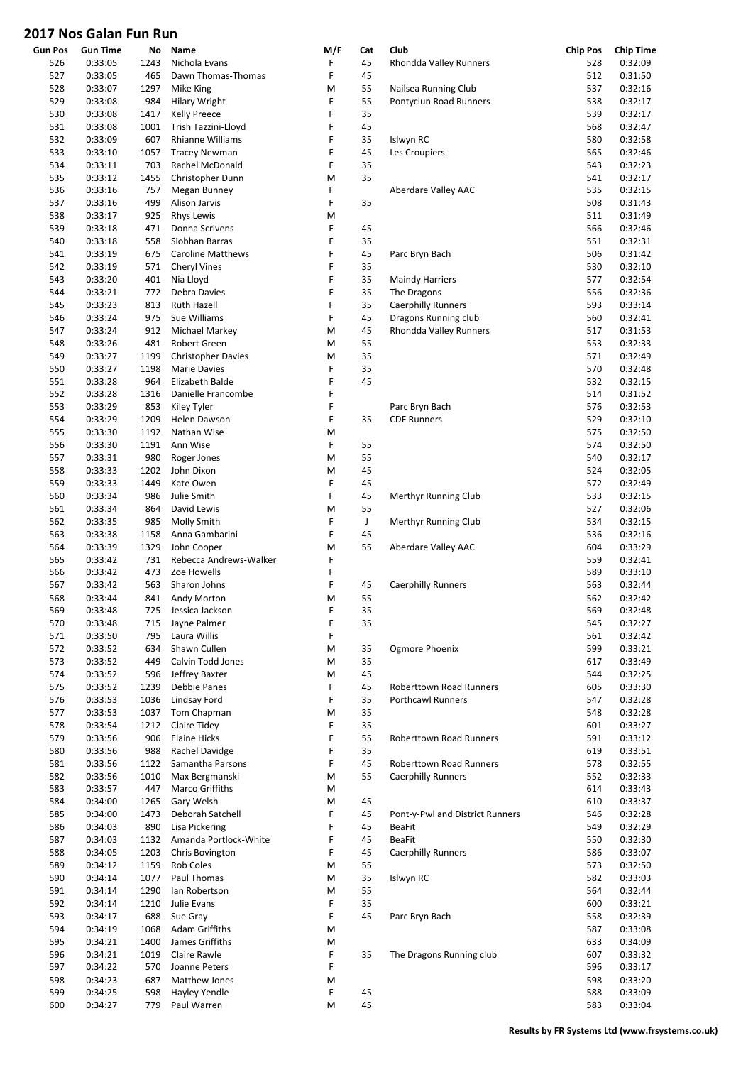# 2017 Nos Galan Fun Run

| Gun Pos | Gun Time | No | Name | M/F | Cat | Club | Chip Pos | Chip Time |
|---|---|---|---|---|---|---|---|---|
| 526 | 0:33:05 | 1243 | Nichola Evans | F | 45 | Rhondda Valley Runners | 528 | 0:32:09 |
| 527 | 0:33:05 | 465 | Dawn Thomas-Thomas | F | 45 | | 512 | 0:31:50 |
| 528 | 0:33:07 | 1297 | Mike King | M | 55 | Nailsea Running Club | 537 | 0:32:16 |
| 529 | 0:33:08 | 984 | Hilary Wright | F | 55 | Pontyclun Road Runners | 538 | 0:32:17 |
| 530 | 0:33:08 | 1417 | Kelly Preece | F | 35 | | 539 | 0:32:17 |
| 531 | 0:33:08 | 1001 | Trish Tazzini-Lloyd | F | 45 | | 568 | 0:32:47 |
| 532 | 0:33:09 | 607 | Rhianne Williams | F | 35 | Islwyn RC | 580 | 0:32:58 |
| 533 | 0:33:10 | 1057 | Tracey Newman | F | 45 | Les Croupiers | 565 | 0:32:46 |
| 534 | 0:33:11 | 703 | Rachel McDonald | F | 35 | | 543 | 0:32:23 |
| 535 | 0:33:12 | 1455 | Christopher Dunn | M | 35 | | 541 | 0:32:17 |
| 536 | 0:33:16 | 757 | Megan Bunney | F | | Aberdare Valley AAC | 535 | 0:32:15 |
| 537 | 0:33:16 | 499 | Alison Jarvis | F | 35 | | 508 | 0:31:43 |
| 538 | 0:33:17 | 925 | Rhys Lewis | M | | | 511 | 0:31:49 |
| 539 | 0:33:18 | 471 | Donna Scrivens | F | 45 | | 566 | 0:32:46 |
| 540 | 0:33:18 | 558 | Siobhan Barras | F | 35 | | 551 | 0:32:31 |
| 541 | 0:33:19 | 675 | Caroline Matthews | F | 45 | Parc Bryn Bach | 506 | 0:31:42 |
| 542 | 0:33:19 | 571 | Cheryl Vines | F | 35 | | 530 | 0:32:10 |
| 543 | 0:33:20 | 401 | Nia Lloyd | F | 35 | Maindy Harriers | 577 | 0:32:54 |
| 544 | 0:33:21 | 772 | Debra Davies | F | 35 | The Dragons | 556 | 0:32:36 |
| 545 | 0:33:23 | 813 | Ruth Hazell | F | 35 | Caerphilly Runners | 593 | 0:33:14 |
| 546 | 0:33:24 | 975 | Sue Williams | F | 45 | Dragons Running club | 560 | 0:32:41 |
| 547 | 0:33:24 | 912 | Michael Markey | M | 45 | Rhondda Valley Runners | 517 | 0:31:53 |
| 548 | 0:33:26 | 481 | Robert Green | M | 55 | | 553 | 0:32:33 |
| 549 | 0:33:27 | 1199 | Christopher Davies | M | 35 | | 571 | 0:32:49 |
| 550 | 0:33:27 | 1198 | Marie Davies | F | 35 | | 570 | 0:32:48 |
| 551 | 0:33:28 | 964 | Elizabeth Balde | F | 45 | | 532 | 0:32:15 |
| 552 | 0:33:28 | 1316 | Danielle Francombe | F | | | 514 | 0:31:52 |
| 553 | 0:33:29 | 853 | Kiley Tyler | F | | Parc Bryn Bach | 576 | 0:32:53 |
| 554 | 0:33:29 | 1209 | Helen Dawson | F | 35 | CDF Runners | 529 | 0:32:10 |
| 555 | 0:33:30 | 1192 | Nathan Wise | M | | | 575 | 0:32:50 |
| 556 | 0:33:30 | 1191 | Ann Wise | F | 55 | | 574 | 0:32:50 |
| 557 | 0:33:31 | 980 | Roger Jones | M | 55 | | 540 | 0:32:17 |
| 558 | 0:33:33 | 1202 | John Dixon | M | 45 | | 524 | 0:32:05 |
| 559 | 0:33:33 | 1449 | Kate Owen | F | 45 | | 572 | 0:32:49 |
| 560 | 0:33:34 | 986 | Julie Smith | F | 45 | Merthyr Running Club | 533 | 0:32:15 |
| 561 | 0:33:34 | 864 | David Lewis | M | 55 | | 527 | 0:32:06 |
| 562 | 0:33:35 | 985 | Molly Smith | F | J | Merthyr Running Club | 534 | 0:32:15 |
| 563 | 0:33:38 | 1158 | Anna Gambarini | F | 45 | | 536 | 0:32:16 |
| 564 | 0:33:39 | 1329 | John Cooper | M | 55 | Aberdare Valley AAC | 604 | 0:33:29 |
| 565 | 0:33:42 | 731 | Rebecca Andrews-Walker | F | | | 559 | 0:32:41 |
| 566 | 0:33:42 | 473 | Zoe Howells | F | | | 589 | 0:33:10 |
| 567 | 0:33:42 | 563 | Sharon Johns | F | 45 | Caerphilly Runners | 563 | 0:32:44 |
| 568 | 0:33:44 | 841 | Andy Morton | M | 55 | | 562 | 0:32:42 |
| 569 | 0:33:48 | 725 | Jessica Jackson | F | 35 | | 569 | 0:32:48 |
| 570 | 0:33:48 | 715 | Jayne Palmer | F | 35 | | 545 | 0:32:27 |
| 571 | 0:33:50 | 795 | Laura Willis | F | | | 561 | 0:32:42 |
| 572 | 0:33:52 | 634 | Shawn Cullen | M | 35 | Ogmore Phoenix | 599 | 0:33:21 |
| 573 | 0:33:52 | 449 | Calvin Todd Jones | M | 35 | | 617 | 0:33:49 |
| 574 | 0:33:52 | 596 | Jeffrey Baxter | M | 45 | | 544 | 0:32:25 |
| 575 | 0:33:52 | 1239 | Debbie Panes | F | 45 | Roberttown Road Runners | 605 | 0:33:30 |
| 576 | 0:33:53 | 1036 | Lindsay Ford | F | 35 | Porthcawl Runners | 547 | 0:32:28 |
| 577 | 0:33:53 | 1037 | Tom Chapman | M | 35 | | 548 | 0:32:28 |
| 578 | 0:33:54 | 1212 | Claire Tidey | F | 35 | | 601 | 0:33:27 |
| 579 | 0:33:56 | 906 | Elaine Hicks | F | 55 | Roberttown Road Runners | 591 | 0:33:12 |
| 580 | 0:33:56 | 988 | Rachel Davidge | F | 35 | | 619 | 0:33:51 |
| 581 | 0:33:56 | 1122 | Samantha Parsons | F | 45 | Roberttown Road Runners | 578 | 0:32:55 |
| 582 | 0:33:56 | 1010 | Max Bergmanski | M | 55 | Caerphilly Runners | 552 | 0:32:33 |
| 583 | 0:33:57 | 447 | Marco Griffiths | M | | | 614 | 0:33:43 |
| 584 | 0:34:00 | 1265 | Gary Welsh | M | 45 | | 610 | 0:33:37 |
| 585 | 0:34:00 | 1473 | Deborah Satchell | F | 45 | Pont-y-Pwl and District Runners | 546 | 0:32:28 |
| 586 | 0:34:03 | 890 | Lisa Pickering | F | 45 | BeaFit | 549 | 0:32:29 |
| 587 | 0:34:03 | 1132 | Amanda Portlock-White | F | 45 | BeaFit | 550 | 0:32:30 |
| 588 | 0:34:05 | 1203 | Chris Bovington | F | 45 | Caerphilly Runners | 586 | 0:33:07 |
| 589 | 0:34:12 | 1159 | Rob Coles | M | 55 | | 573 | 0:32:50 |
| 590 | 0:34:14 | 1077 | Paul Thomas | M | 35 | Islwyn RC | 582 | 0:33:03 |
| 591 | 0:34:14 | 1290 | Ian Robertson | M | 55 | | 564 | 0:32:44 |
| 592 | 0:34:14 | 1210 | Julie Evans | F | 35 | | 600 | 0:33:21 |
| 593 | 0:34:17 | 688 | Sue Gray | F | 45 | Parc Bryn Bach | 558 | 0:32:39 |
| 594 | 0:34:19 | 1068 | Adam Griffiths | M | | | 587 | 0:33:08 |
| 595 | 0:34:21 | 1400 | James Griffiths | M | | | 633 | 0:34:09 |
| 596 | 0:34:21 | 1019 | Claire Rawle | F | 35 | The Dragons Running club | 607 | 0:33:32 |
| 597 | 0:34:22 | 570 | Joanne Peters | F | | | 596 | 0:33:17 |
| 598 | 0:34:23 | 687 | Matthew Jones | M | | | 598 | 0:33:20 |
| 599 | 0:34:25 | 598 | Hayley Yendle | F | 45 | | 588 | 0:33:09 |
| 600 | 0:34:27 | 779 | Paul Warren | M | 45 | | 583 | 0:33:04 |

**Results by FR Systems Ltd (www.frsystems.co.uk)**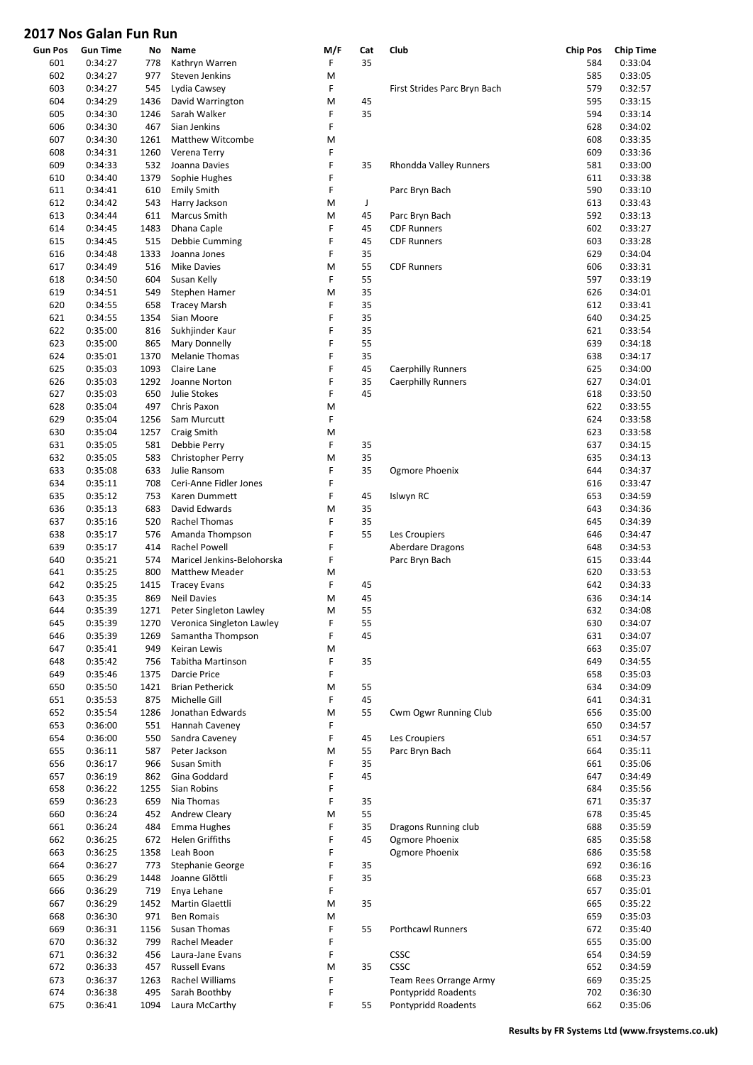# 2017 Nos Galan Fun Run

| Gun Pos | Gun Time | No | Name | M/F | Cat | Club | Chip Pos | Chip Time |
|---|---|---|---|---|---|---|---|---|
| 601 | 0:34:27 | 778 | Kathryn Warren | F | 35 | | 584 | 0:33:04 |
| 602 | 0:34:27 | 977 | Steven Jenkins | M | | | 585 | 0:33:05 |
| 603 | 0:34:27 | 545 | Lydia Cawsey | F | | First Strides Parc Bryn Bach | 579 | 0:32:57 |
| 604 | 0:34:29 | 1436 | David Warrington | M | 45 | | 595 | 0:33:15 |
| 605 | 0:34:30 | 1246 | Sarah Walker | F | 35 | | 594 | 0:33:14 |
| 606 | 0:34:30 | 467 | Sian Jenkins | F | | | 628 | 0:34:02 |
| 607 | 0:34:30 | 1261 | Matthew Witcombe | M | | | 608 | 0:33:35 |
| 608 | 0:34:31 | 1260 | Verena Terry | F | | | 609 | 0:33:36 |
| 609 | 0:34:33 | 532 | Joanna Davies | F | 35 | Rhondda Valley Runners | 581 | 0:33:00 |
| 610 | 0:34:40 | 1379 | Sophie Hughes | F | | | 611 | 0:33:38 |
| 611 | 0:34:41 | 610 | Emily Smith | F | | Parc Bryn Bach | 590 | 0:33:10 |
| 612 | 0:34:42 | 543 | Harry Jackson | M | J | | 613 | 0:33:43 |
| 613 | 0:34:44 | 611 | Marcus Smith | M | 45 | Parc Bryn Bach | 592 | 0:33:13 |
| 614 | 0:34:45 | 1483 | Dhana Caple | F | 45 | CDF Runners | 602 | 0:33:27 |
| 615 | 0:34:45 | 515 | Debbie Cumming | F | 45 | CDF Runners | 603 | 0:33:28 |
| 616 | 0:34:48 | 1333 | Joanna Jones | F | 35 | | 629 | 0:34:04 |
| 617 | 0:34:49 | 516 | Mike Davies | M | 55 | CDF Runners | 606 | 0:33:31 |
| 618 | 0:34:50 | 604 | Susan Kelly | F | 55 | | 597 | 0:33:19 |
| 619 | 0:34:51 | 549 | Stephen Hamer | M | 35 | | 626 | 0:34:01 |
| 620 | 0:34:55 | 658 | Tracey Marsh | F | 35 | | 612 | 0:33:41 |
| 621 | 0:34:55 | 1354 | Sian Moore | F | 35 | | 640 | 0:34:25 |
| 622 | 0:35:00 | 816 | Sukhjinder Kaur | F | 35 | | 621 | 0:33:54 |
| 623 | 0:35:00 | 865 | Mary Donnelly | F | 55 | | 639 | 0:34:18 |
| 624 | 0:35:01 | 1370 | Melanie Thomas | F | 35 | | 638 | 0:34:17 |
| 625 | 0:35:03 | 1093 | Claire Lane | F | 45 | Caerphilly Runners | 625 | 0:34:00 |
| 626 | 0:35:03 | 1292 | Joanne Norton | F | 35 | Caerphilly Runners | 627 | 0:34:01 |
| 627 | 0:35:03 | 650 | Julie Stokes | F | 45 | | 618 | 0:33:50 |
| 628 | 0:35:04 | 497 | Chris Paxon | M | | | 622 | 0:33:55 |
| 629 | 0:35:04 | 1256 | Sam Murcutt | F | | | 624 | 0:33:58 |
| 630 | 0:35:04 | 1257 | Craig Smith | M | | | 623 | 0:33:58 |
| 631 | 0:35:05 | 581 | Debbie Perry | F | 35 | | 637 | 0:34:15 |
| 632 | 0:35:05 | 583 | Christopher Perry | M | 35 | | 635 | 0:34:13 |
| 633 | 0:35:08 | 633 | Julie Ransom | F | 35 | Ogmore Phoenix | 644 | 0:34:37 |
| 634 | 0:35:11 | 708 | Ceri-Anne Fidler Jones | F | | | 616 | 0:33:47 |
| 635 | 0:35:12 | 753 | Karen Dummett | F | 45 | Islwyn RC | 653 | 0:34:59 |
| 636 | 0:35:13 | 683 | David Edwards | M | 35 | | 643 | 0:34:36 |
| 637 | 0:35:16 | 520 | Rachel Thomas | F | 35 | | 645 | 0:34:39 |
| 638 | 0:35:17 | 576 | Amanda Thompson | F | 55 | Les Croupiers | 646 | 0:34:47 |
| 639 | 0:35:17 | 414 | Rachel Powell | F | | Aberdare Dragons | 648 | 0:34:53 |
| 640 | 0:35:21 | 574 | Maricel Jenkins-Belohorska | F | | Parc Bryn Bach | 615 | 0:33:44 |
| 641 | 0:35:25 | 800 | Matthew Meader | M | | | 620 | 0:33:53 |
| 642 | 0:35:25 | 1415 | Tracey Evans | F | 45 | | 642 | 0:34:33 |
| 643 | 0:35:35 | 869 | Neil Davies | M | 45 | | 636 | 0:34:14 |
| 644 | 0:35:39 | 1271 | Peter Singleton Lawley | M | 55 | | 632 | 0:34:08 |
| 645 | 0:35:39 | 1270 | Veronica Singleton Lawley | F | 55 | | 630 | 0:34:07 |
| 646 | 0:35:39 | 1269 | Samantha Thompson | F | 45 | | 631 | 0:34:07 |
| 647 | 0:35:41 | 949 | Keiran Lewis | M | | | 663 | 0:35:07 |
| 648 | 0:35:42 | 756 | Tabitha Martinson | F | 35 | | 649 | 0:34:55 |
| 649 | 0:35:46 | 1375 | Darcie Price | F | | | 658 | 0:35:03 |
| 650 | 0:35:50 | 1421 | Brian Petherick | M | 55 | | 634 | 0:34:09 |
| 651 | 0:35:53 | 875 | Michelle Gill | F | 45 | | 641 | 0:34:31 |
| 652 | 0:35:54 | 1286 | Jonathan Edwards | M | 55 | Cwm Ogwr Running Club | 656 | 0:35:00 |
| 653 | 0:36:00 | 551 | Hannah Caveney | F | | | 650 | 0:34:57 |
| 654 | 0:36:00 | 550 | Sandra Caveney | F | 45 | Les Croupiers | 651 | 0:34:57 |
| 655 | 0:36:11 | 587 | Peter Jackson | M | 55 | Parc Bryn Bach | 664 | 0:35:11 |
| 656 | 0:36:17 | 966 | Susan Smith | F | 35 | | 661 | 0:35:06 |
| 657 | 0:36:19 | 862 | Gina Goddard | F | 45 | | 647 | 0:34:49 |
| 658 | 0:36:22 | 1255 | Sian Robins | F | | | 684 | 0:35:56 |
| 659 | 0:36:23 | 659 | Nia Thomas | F | 35 | | 671 | 0:35:37 |
| 660 | 0:36:24 | 452 | Andrew Cleary | M | 55 | | 678 | 0:35:45 |
| 661 | 0:36:24 | 484 | Emma Hughes | F | 35 | Dragons Running club | 688 | 0:35:59 |
| 662 | 0:36:25 | 672 | Helen Griffiths | F | 45 | Ogmore Phoenix | 685 | 0:35:58 |
| 663 | 0:36:25 | 1358 | Leah Boon | F | | Ogmore Phoenix | 686 | 0:35:58 |
| 664 | 0:36:27 | 773 | Stephanie George | F | 35 | | 692 | 0:36:16 |
| 665 | 0:36:29 | 1448 | Joanne Glöttli | F | 35 | | 668 | 0:35:23 |
| 666 | 0:36:29 | 719 | Enya Lehane | F | | | 657 | 0:35:01 |
| 667 | 0:36:29 | 1452 | Martin Glaettli | M | 35 | | 665 | 0:35:22 |
| 668 | 0:36:30 | 971 | Ben Romais | M | | | 659 | 0:35:03 |
| 669 | 0:36:31 | 1156 | Susan Thomas | F | 55 | Porthcawl Runners | 672 | 0:35:40 |
| 670 | 0:36:32 | 799 | Rachel Meader | F | | | 655 | 0:35:00 |
| 671 | 0:36:32 | 456 | Laura-Jane Evans | F | | CSSC | 654 | 0:34:59 |
| 672 | 0:36:33 | 457 | Russell Evans | M | 35 | CSSC | 652 | 0:34:59 |
| 673 | 0:36:37 | 1263 | Rachel Williams | F | | Team Rees Orrange Army | 669 | 0:35:25 |
| 674 | 0:36:38 | 495 | Sarah Boothby | F | | Pontypridd Roadents | 702 | 0:36:30 |
| 675 | 0:36:41 | 1094 | Laura McCarthy | F | 55 | Pontypridd Roadents | 662 | 0:35:06 |

**Results by FR Systems Ltd (www.frsystems.co.uk)**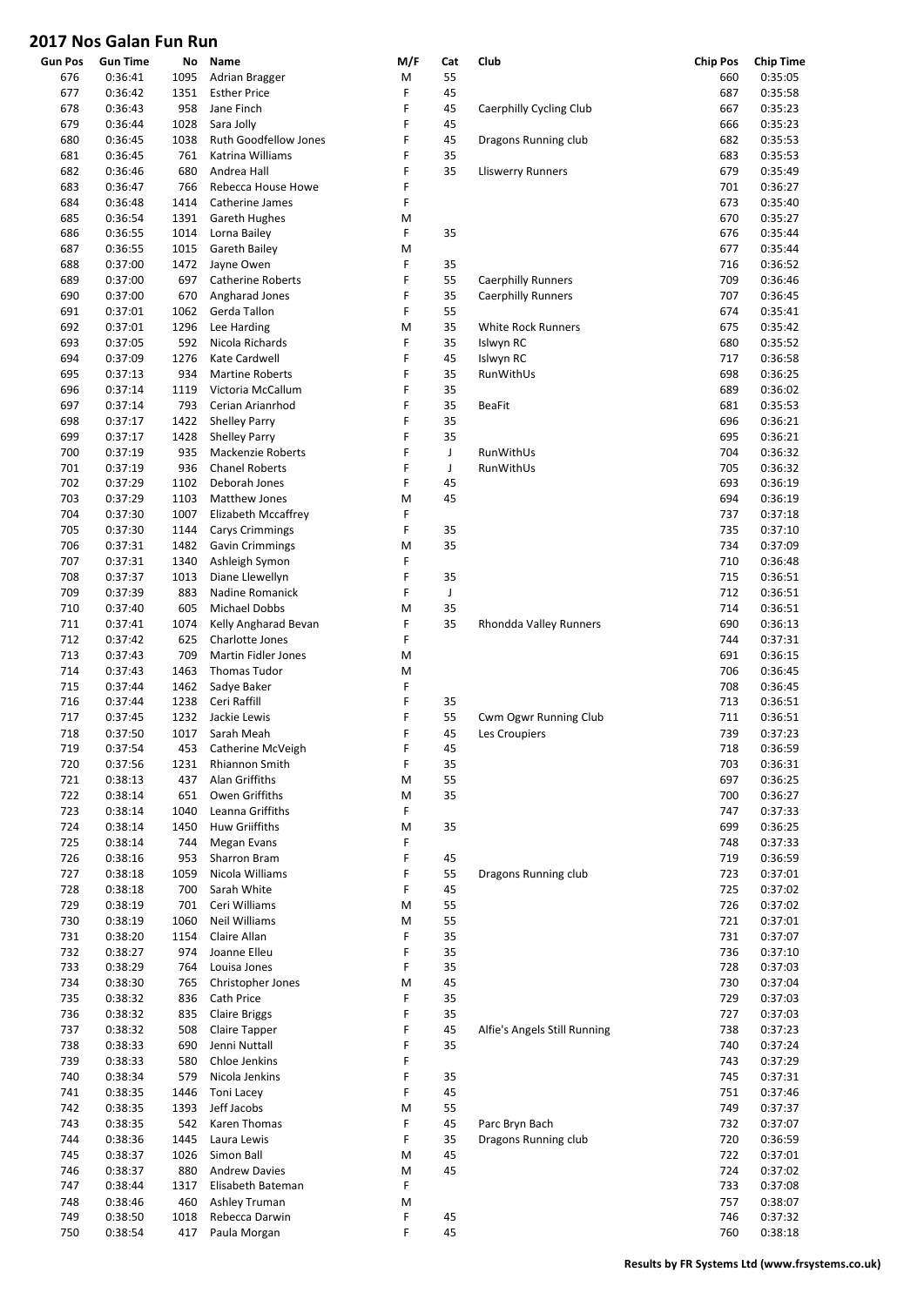# 2017 Nos Galan Fun Run

| Gun Pos | Gun Time | No | Name | M/F | Cat | Club | Chip Pos | Chip Time |
|---|---|---|---|---|---|---|---|---|
| 676 | 0:36:41 | 1095 | Adrian Bragger | M | 55 | | 660 | 0:35:05 |
| 677 | 0:36:42 | 1351 | Esther Price | F | 45 | | 687 | 0:35:58 |
| 678 | 0:36:43 | 958 | Jane Finch | F | 45 | Caerphilly Cycling Club | 667 | 0:35:23 |
| 679 | 0:36:44 | 1028 | Sara Jolly | F | 45 | | 666 | 0:35:23 |
| 680 | 0:36:45 | 1038 | Ruth Goodfellow Jones | F | 45 | Dragons Running club | 682 | 0:35:53 |
| 681 | 0:36:45 | 761 | Katrina Williams | F | 35 | | 683 | 0:35:53 |
| 682 | 0:36:46 | 680 | Andrea Hall | F | 35 | Lliswerry Runners | 679 | 0:35:49 |
| 683 | 0:36:47 | 766 | Rebecca House Howe | F | | | 701 | 0:36:27 |
| 684 | 0:36:48 | 1414 | Catherine James | F | | | 673 | 0:35:40 |
| 685 | 0:36:54 | 1391 | Gareth Hughes | M | | | 670 | 0:35:27 |
| 686 | 0:36:55 | 1014 | Lorna Bailey | F | 35 | | 676 | 0:35:44 |
| 687 | 0:36:55 | 1015 | Gareth Bailey | M | | | 677 | 0:35:44 |
| 688 | 0:37:00 | 1472 | Jayne Owen | F | 35 | | 716 | 0:36:52 |
| 689 | 0:37:00 | 697 | Catherine Roberts | F | 55 | Caerphilly Runners | 709 | 0:36:46 |
| 690 | 0:37:00 | 670 | Angharad Jones | F | 35 | Caerphilly Runners | 707 | 0:36:45 |
| 691 | 0:37:01 | 1062 | Gerda Tallon | F | 55 | | 674 | 0:35:41 |
| 692 | 0:37:01 | 1296 | Lee Harding | M | 35 | White Rock Runners | 675 | 0:35:42 |
| 693 | 0:37:05 | 592 | Nicola Richards | F | 35 | Islwyn RC | 680 | 0:35:52 |
| 694 | 0:37:09 | 1276 | Kate Cardwell | F | 45 | Islwyn RC | 717 | 0:36:58 |
| 695 | 0:37:13 | 934 | Martine Roberts | F | 35 | RunWithUs | 698 | 0:36:25 |
| 696 | 0:37:14 | 1119 | Victoria McCallum | F | 35 | | 689 | 0:36:02 |
| 697 | 0:37:14 | 793 | Cerian Arianrhod | F | 35 | BeaFit | 681 | 0:35:53 |
| 698 | 0:37:17 | 1422 | Shelley Parry | F | 35 | | 696 | 0:36:21 |
| 699 | 0:37:17 | 1428 | Shelley Parry | F | 35 | | 695 | 0:36:21 |
| 700 | 0:37:19 | 935 | Mackenzie Roberts | F | J | RunWithUs | 704 | 0:36:32 |
| 701 | 0:37:19 | 936 | Chanel Roberts | F | J | RunWithUs | 705 | 0:36:32 |
| 702 | 0:37:29 | 1102 | Deborah Jones | F | 45 | | 693 | 0:36:19 |
| 703 | 0:37:29 | 1103 | Matthew Jones | M | 45 | | 694 | 0:36:19 |
| 704 | 0:37:30 | 1007 | Elizabeth Mccaffrey | F | | | 737 | 0:37:18 |
| 705 | 0:37:30 | 1144 | Carys Crimmings | F | 35 | | 735 | 0:37:10 |
| 706 | 0:37:31 | 1482 | Gavin Crimmings | M | 35 | | 734 | 0:37:09 |
| 707 | 0:37:31 | 1340 | Ashleigh Symon | F | | | 710 | 0:36:48 |
| 708 | 0:37:37 | 1013 | Diane Llewellyn | F | 35 | | 715 | 0:36:51 |
| 709 | 0:37:39 | 883 | Nadine Romanick | F | J | | 712 | 0:36:51 |
| 710 | 0:37:40 | 605 | Michael Dobbs | M | 35 | | 714 | 0:36:51 |
| 711 | 0:37:41 | 1074 | Kelly Angharad Bevan | F | 35 | Rhondda Valley Runners | 690 | 0:36:13 |
| 712 | 0:37:42 | 625 | Charlotte Jones | F | | | 744 | 0:37:31 |
| 713 | 0:37:43 | 709 | Martin Fidler Jones | M | | | 691 | 0:36:15 |
| 714 | 0:37:43 | 1463 | Thomas Tudor | M | | | 706 | 0:36:45 |
| 715 | 0:37:44 | 1462 | Sadye Baker | F | | | 708 | 0:36:45 |
| 716 | 0:37:44 | 1238 | Ceri Raffill | F | 35 | | 713 | 0:36:51 |
| 717 | 0:37:45 | 1232 | Jackie Lewis | F | 55 | Cwm Ogwr Running Club | 711 | 0:36:51 |
| 718 | 0:37:50 | 1017 | Sarah Meah | F | 45 | Les Croupiers | 739 | 0:37:23 |
| 719 | 0:37:54 | 453 | Catherine McVeigh | F | 45 | | 718 | 0:36:59 |
| 720 | 0:37:56 | 1231 | Rhiannon Smith | F | 35 | | 703 | 0:36:31 |
| 721 | 0:38:13 | 437 | Alan Griffiths | M | 55 | | 697 | 0:36:25 |
| 722 | 0:38:14 | 651 | Owen Griffiths | M | 35 | | 700 | 0:36:27 |
| 723 | 0:38:14 | 1040 | Leanna Griffiths | F | | | 747 | 0:37:33 |
| 724 | 0:38:14 | 1450 | Huw Griiffiths | M | 35 | | 699 | 0:36:25 |
| 725 | 0:38:14 | 744 | Megan Evans | F | | | 748 | 0:37:33 |
| 726 | 0:38:16 | 953 | Sharron Bram | F | 45 | | 719 | 0:36:59 |
| 727 | 0:38:18 | 1059 | Nicola Williams | F | 55 | Dragons Running club | 723 | 0:37:01 |
| 728 | 0:38:18 | 700 | Sarah White | F | 45 | | 725 | 0:37:02 |
| 729 | 0:38:19 | 701 | Ceri Williams | M | 55 | | 726 | 0:37:02 |
| 730 | 0:38:19 | 1060 | Neil Williams | M | 55 | | 721 | 0:37:01 |
| 731 | 0:38:20 | 1154 | Claire Allan | F | 35 | | 731 | 0:37:07 |
| 732 | 0:38:27 | 974 | Joanne Elleu | F | 35 | | 736 | 0:37:10 |
| 733 | 0:38:29 | 764 | Louisa Jones | F | 35 | | 728 | 0:37:03 |
| 734 | 0:38:30 | 765 | Christopher Jones | M | 45 | | 730 | 0:37:04 |
| 735 | 0:38:32 | 836 | Cath Price | F | 35 | | 729 | 0:37:03 |
| 736 | 0:38:32 | 835 | Claire Briggs | F | 35 | | 727 | 0:37:03 |
| 737 | 0:38:32 | 508 | Claire Tapper | F | 45 | Alfie's Angels Still Running | 738 | 0:37:23 |
| 738 | 0:38:33 | 690 | Jenni Nuttall | F | 35 | | 740 | 0:37:24 |
| 739 | 0:38:33 | 580 | Chloe Jenkins | F | | | 743 | 0:37:29 |
| 740 | 0:38:34 | 579 | Nicola Jenkins | F | 35 | | 745 | 0:37:31 |
| 741 | 0:38:35 | 1446 | Toni Lacey | F | 45 | | 751 | 0:37:46 |
| 742 | 0:38:35 | 1393 | Jeff Jacobs | M | 55 | | 749 | 0:37:37 |
| 743 | 0:38:35 | 542 | Karen Thomas | F | 45 | Parc Bryn Bach | 732 | 0:37:07 |
| 744 | 0:38:36 | 1445 | Laura Lewis | F | 35 | Dragons Running club | 720 | 0:36:59 |
| 745 | 0:38:37 | 1026 | Simon Ball | M | 45 | | 722 | 0:37:01 |
| 746 | 0:38:37 | 880 | Andrew Davies | M | 45 | | 724 | 0:37:02 |
| 747 | 0:38:44 | 1317 | Elisabeth Bateman | F | | | 733 | 0:37:08 |
| 748 | 0:38:46 | 460 | Ashley Truman | M | | | 757 | 0:38:07 |
| 749 | 0:38:50 | 1018 | Rebecca Darwin | F | 45 | | 746 | 0:37:32 |
| 750 | 0:38:54 | 417 | Paula Morgan | F | 45 | | 760 | 0:38:18 |

**Results by FR Systems Ltd (www.frsystems.co.uk)**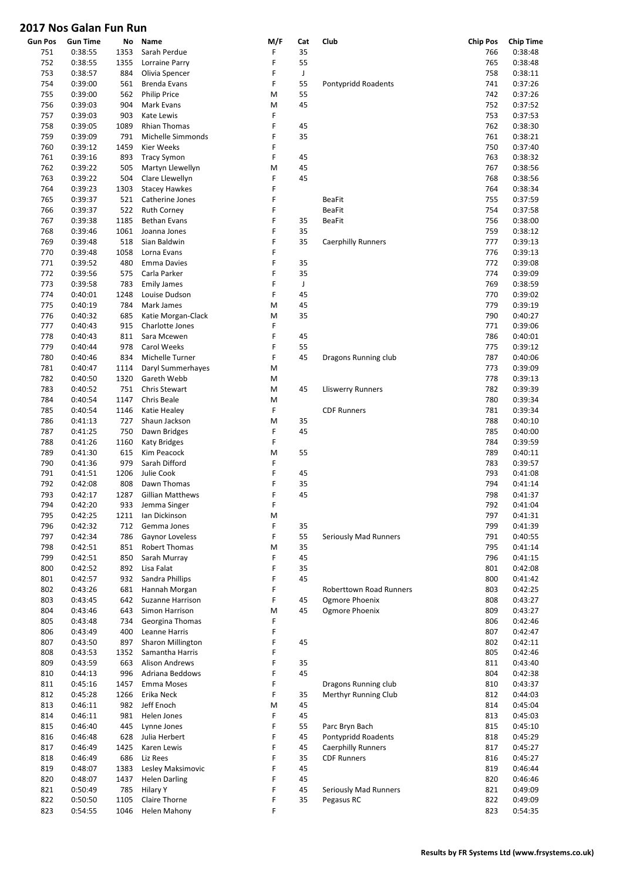# 2017 Nos Galan Fun Run

| Gun Pos | Gun Time | No | Name | M/F | Cat | Club | Chip Pos | Chip Time |
|---|---|---|---|---|---|---|---|---|
| 751 | 0:38:55 | 1353 | Sarah Perdue | F | 35 | | 766 | 0:38:48 |
| 752 | 0:38:55 | 1355 | Lorraine Parry | F | 55 | | 765 | 0:38:48 |
| 753 | 0:38:57 | 884 | Olivia Spencer | F | J | | 758 | 0:38:11 |
| 754 | 0:39:00 | 561 | Brenda Evans | F | 55 | Pontypridd Roadents | 741 | 0:37:26 |
| 755 | 0:39:00 | 562 | Philip Price | M | 55 | | 742 | 0:37:26 |
| 756 | 0:39:03 | 904 | Mark Evans | M | 45 | | 752 | 0:37:52 |
| 757 | 0:39:03 | 903 | Kate Lewis | F | | | 753 | 0:37:53 |
| 758 | 0:39:05 | 1089 | Rhian Thomas | F | 45 | | 762 | 0:38:30 |
| 759 | 0:39:09 | 791 | Michelle Simmonds | F | 35 | | 761 | 0:38:21 |
| 760 | 0:39:12 | 1459 | Kier Weeks | F | | | 750 | 0:37:40 |
| 761 | 0:39:16 | 893 | Tracy Symon | F | 45 | | 763 | 0:38:32 |
| 762 | 0:39:22 | 505 | Martyn Llewellyn | M | 45 | | 767 | 0:38:56 |
| 763 | 0:39:22 | 504 | Clare Llewellyn | F | 45 | | 768 | 0:38:56 |
| 764 | 0:39:23 | 1303 | Stacey Hawkes | F | | | 764 | 0:38:34 |
| 765 | 0:39:37 | 521 | Catherine Jones | F | | BeaFit | 755 | 0:37:59 |
| 766 | 0:39:37 | 522 | Ruth Corney | F | | BeaFit | 754 | 0:37:58 |
| 767 | 0:39:38 | 1185 | Bethan Evans | F | 35 | BeaFit | 756 | 0:38:00 |
| 768 | 0:39:46 | 1061 | Joanna Jones | F | 35 | | 759 | 0:38:12 |
| 769 | 0:39:48 | 518 | Sian Baldwin | F | 35 | Caerphilly Runners | 777 | 0:39:13 |
| 770 | 0:39:48 | 1058 | Lorna Evans | F | | | 776 | 0:39:13 |
| 771 | 0:39:52 | 480 | Emma Davies | F | 35 | | 772 | 0:39:08 |
| 772 | 0:39:56 | 575 | Carla Parker | F | 35 | | 774 | 0:39:09 |
| 773 | 0:39:58 | 783 | Emily James | F | J | | 769 | 0:38:59 |
| 774 | 0:40:01 | 1248 | Louise Dudson | F | 45 | | 770 | 0:39:02 |
| 775 | 0:40:19 | 784 | Mark James | M | 45 | | 779 | 0:39:19 |
| 776 | 0:40:32 | 685 | Katie Morgan-Clack | M | 35 | | 790 | 0:40:27 |
| 777 | 0:40:43 | 915 | Charlotte Jones | F | | | 771 | 0:39:06 |
| 778 | 0:40:43 | 811 | Sara Mcewen | F | 45 | | 786 | 0:40:01 |
| 779 | 0:40:44 | 978 | Carol Weeks | F | 55 | | 775 | 0:39:12 |
| 780 | 0:40:46 | 834 | Michelle Turner | F | 45 | Dragons Running club | 787 | 0:40:06 |
| 781 | 0:40:47 | 1114 | Daryl Summerhayes | M | | | 773 | 0:39:09 |
| 782 | 0:40:50 | 1320 | Gareth Webb | M | | | 778 | 0:39:13 |
| 783 | 0:40:52 | 751 | Chris Stewart | M | 45 | Lliswerry Runners | 782 | 0:39:39 |
| 784 | 0:40:54 | 1147 | Chris Beale | M | | | 780 | 0:39:34 |
| 785 | 0:40:54 | 1146 | Katie Healey | F | | CDF Runners | 781 | 0:39:34 |
| 786 | 0:41:13 | 727 | Shaun Jackson | M | 35 | | 788 | 0:40:10 |
| 787 | 0:41:25 | 750 | Dawn Bridges | F | 45 | | 785 | 0:40:00 |
| 788 | 0:41:26 | 1160 | Katy Bridges | F | | | 784 | 0:39:59 |
| 789 | 0:41:30 | 615 | Kim Peacock | M | 55 | | 789 | 0:40:11 |
| 790 | 0:41:36 | 979 | Sarah Difford | F | | | 783 | 0:39:57 |
| 791 | 0:41:51 | 1206 | Julie Cook | F | 45 | | 793 | 0:41:08 |
| 792 | 0:42:08 | 808 | Dawn Thomas | F | 35 | | 794 | 0:41:14 |
| 793 | 0:42:17 | 1287 | Gillian Matthews | F | 45 | | 798 | 0:41:37 |
| 794 | 0:42:20 | 933 | Jemma Singer | F | | | 792 | 0:41:04 |
| 795 | 0:42:25 | 1211 | Ian Dickinson | M | | | 797 | 0:41:31 |
| 796 | 0:42:32 | 712 | Gemma Jones | F | 35 | | 799 | 0:41:39 |
| 797 | 0:42:34 | 786 | Gaynor Loveless | F | 55 | Seriously Mad Runners | 791 | 0:40:55 |
| 798 | 0:42:51 | 851 | Robert Thomas | M | 35 | | 795 | 0:41:14 |
| 799 | 0:42:51 | 850 | Sarah Murray | F | 45 | | 796 | 0:41:15 |
| 800 | 0:42:52 | 892 | Lisa Falat | F | 35 | | 801 | 0:42:08 |
| 801 | 0:42:57 | 932 | Sandra Phillips | F | 45 | | 800 | 0:41:42 |
| 802 | 0:43:26 | 681 | Hannah Morgan | F | | Roberttown Road Runners | 803 | 0:42:25 |
| 803 | 0:43:45 | 642 | Suzanne Harrison | F | 45 | Ogmore Phoenix | 808 | 0:43:27 |
| 804 | 0:43:46 | 643 | Simon Harrison | M | 45 | Ogmore Phoenix | 809 | 0:43:27 |
| 805 | 0:43:48 | 734 | Georgina Thomas | F | | | 806 | 0:42:46 |
| 806 | 0:43:49 | 400 | Leanne Harris | F | | | 807 | 0:42:47 |
| 807 | 0:43:50 | 897 | Sharon Millington | F | 45 | | 802 | 0:42:11 |
| 808 | 0:43:53 | 1352 | Samantha Harris | F | | | 805 | 0:42:46 |
| 809 | 0:43:59 | 663 | Alison Andrews | F | 35 | | 811 | 0:43:40 |
| 810 | 0:44:13 | 996 | Adriana Beddows | F | 45 | | 804 | 0:42:38 |
| 811 | 0:45:16 | 1457 | Emma Moses | F | | Dragons Running club | 810 | 0:43:37 |
| 812 | 0:45:28 | 1266 | Erika Neck | F | 35 | Merthyr Running Club | 812 | 0:44:03 |
| 813 | 0:46:11 | 982 | Jeff Enoch | M | 45 | | 814 | 0:45:04 |
| 814 | 0:46:11 | 981 | Helen Jones | F | 45 | | 813 | 0:45:03 |
| 815 | 0:46:40 | 445 | Lynne Jones | F | 55 | Parc Bryn Bach | 815 | 0:45:10 |
| 816 | 0:46:48 | 628 | Julia Herbert | F | 45 | Pontypridd Roadents | 818 | 0:45:29 |
| 817 | 0:46:49 | 1425 | Karen Lewis | F | 45 | Caerphilly Runners | 817 | 0:45:27 |
| 818 | 0:46:49 | 686 | Liz Rees | F | 35 | CDF Runners | 816 | 0:45:27 |
| 819 | 0:48:07 | 1383 | Lesley Maksimovic | F | 45 | | 819 | 0:46:44 |
| 820 | 0:48:07 | 1437 | Helen Darling | F | 45 | | 820 | 0:46:46 |
| 821 | 0:50:49 | 785 | Hilary Y | F | 45 | Seriously Mad Runners | 821 | 0:49:09 |
| 822 | 0:50:50 | 1105 | Claire Thorne | F | 35 | Pegasus RC | 822 | 0:49:09 |
| 823 | 0:54:55 | 1046 | Helen Mahony | F | | | 823 | 0:54:35 |

**Results by FR Systems Ltd (www.frsystems.co.uk)**